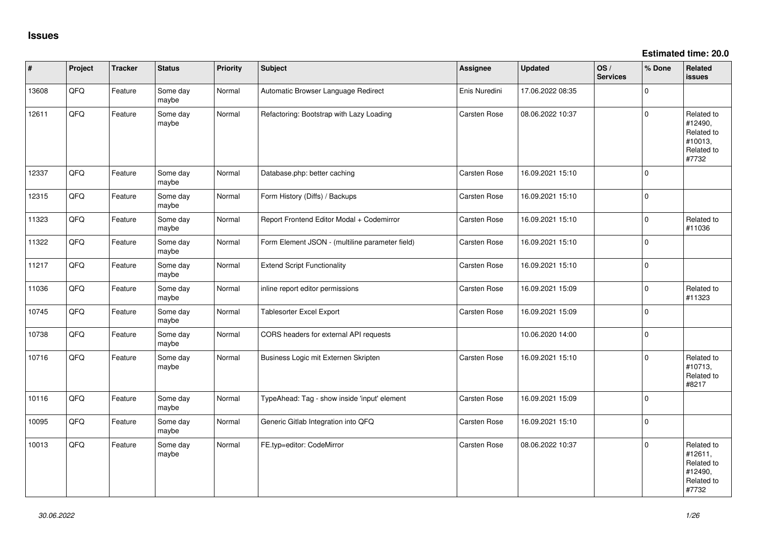# Issues

**Estimated time: 20.0**

| # | Project | Tracker | Status | Priority | Subject | Assignee | Updated | OS / Services | % Done | Related issues |
|---|---|---|---|---|---|---|---|---|---|---|
| 13608 | QFQ | Feature | Some day maybe | Normal | Automatic Browser Language Redirect | Enis Nuredini | 17.06.2022 08:35 | | 0 | |
| 12611 | QFQ | Feature | Some day maybe | Normal | Refactoring: Bootstrap with Lazy Loading | Carsten Rose | 08.06.2022 10:37 | | 0 | Related to #12490, Related to #10013, Related to #7732 |
| 12337 | QFQ | Feature | Some day maybe | Normal | Database.php: better caching | Carsten Rose | 16.09.2021 15:10 | | 0 | |
| 12315 | QFQ | Feature | Some day maybe | Normal | Form History (Diffs) / Backups | Carsten Rose | 16.09.2021 15:10 | | 0 | |
| 11323 | QFQ | Feature | Some day maybe | Normal | Report Frontend Editor Modal + Codemirror | Carsten Rose | 16.09.2021 15:10 | | 0 | Related to #11036 |
| 11322 | QFQ | Feature | Some day maybe | Normal | Form Element JSON - (multiline parameter field) | Carsten Rose | 16.09.2021 15:10 | | 0 | |
| 11217 | QFQ | Feature | Some day maybe | Normal | Extend Script Functionality | Carsten Rose | 16.09.2021 15:10 | | 0 | |
| 11036 | QFQ | Feature | Some day maybe | Normal | inline report editor permissions | Carsten Rose | 16.09.2021 15:09 | | 0 | Related to #11323 |
| 10745 | QFQ | Feature | Some day maybe | Normal | Tablesorter Excel Export | Carsten Rose | 16.09.2021 15:09 | | 0 | |
| 10738 | QFQ | Feature | Some day maybe | Normal | CORS headers for external API requests | | 10.06.2020 14:00 | | 0 | |
| 10716 | QFQ | Feature | Some day maybe | Normal | Business Logic mit Externen Skripten | Carsten Rose | 16.09.2021 15:10 | | 0 | Related to #10713, Related to #8217 |
| 10116 | QFQ | Feature | Some day maybe | Normal | TypeAhead: Tag - show inside 'input' element | Carsten Rose | 16.09.2021 15:09 | | 0 | |
| 10095 | QFQ | Feature | Some day maybe | Normal | Generic Gitlab Integration into QFQ | Carsten Rose | 16.09.2021 15:10 | | 0 | |
| 10013 | QFQ | Feature | Some day maybe | Normal | FE.typ=editor: CodeMirror | Carsten Rose | 08.06.2022 10:37 | | 0 | Related to #12611, Related to #12490, Related to #7732 |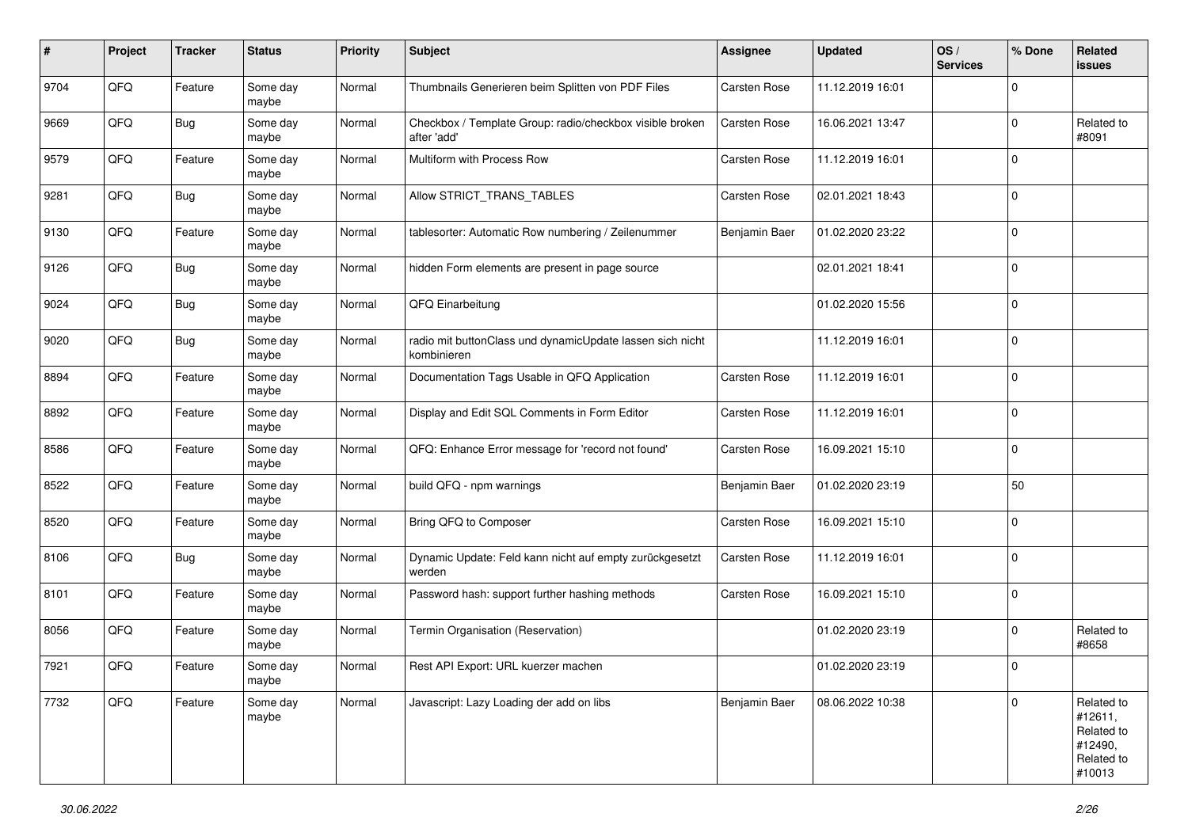| # | Project | Tracker | Status | Priority | Subject | Assignee | Updated | OS / Services | % Done | Related issues |
|---|---|---|---|---|---|---|---|---|---|---|
| 9704 | QFQ | Feature | Some day maybe | Normal | Thumbnails Generieren beim Splitten von PDF Files | Carsten Rose | 11.12.2019 16:01 | | 0 | |
| 9669 | QFQ | Bug | Some day maybe | Normal | Checkbox / Template Group: radio/checkbox visible broken after 'add' | Carsten Rose | 16.06.2021 13:47 | | 0 | Related to #8091 |
| 9579 | QFQ | Feature | Some day maybe | Normal | Multiform with Process Row | Carsten Rose | 11.12.2019 16:01 | | 0 | |
| 9281 | QFQ | Bug | Some day maybe | Normal | Allow STRICT_TRANS_TABLES | Carsten Rose | 02.01.2021 18:43 | | 0 | |
| 9130 | QFQ | Feature | Some day maybe | Normal | tablesorter: Automatic Row numbering / Zeilenummer | Benjamin Baer | 01.02.2020 23:22 | | 0 | |
| 9126 | QFQ | Bug | Some day maybe | Normal | hidden Form elements are present in page source | | 02.01.2021 18:41 | | 0 | |
| 9024 | QFQ | Bug | Some day maybe | Normal | QFQ Einarbeitung | | 01.02.2020 15:56 | | 0 | |
| 9020 | QFQ | Bug | Some day maybe | Normal | radio mit buttonClass und dynamicUpdate lassen sich nicht kombinieren | | 11.12.2019 16:01 | | 0 | |
| 8894 | QFQ | Feature | Some day maybe | Normal | Documentation Tags Usable in QFQ Application | Carsten Rose | 11.12.2019 16:01 | | 0 | |
| 8892 | QFQ | Feature | Some day maybe | Normal | Display and Edit SQL Comments in Form Editor | Carsten Rose | 11.12.2019 16:01 | | 0 | |
| 8586 | QFQ | Feature | Some day maybe | Normal | QFQ: Enhance Error message for 'record not found' | Carsten Rose | 16.09.2021 15:10 | | 0 | |
| 8522 | QFQ | Feature | Some day maybe | Normal | build QFQ - npm warnings | Benjamin Baer | 01.02.2020 23:19 | | 50 | |
| 8520 | QFQ | Feature | Some day maybe | Normal | Bring QFQ to Composer | Carsten Rose | 16.09.2021 15:10 | | 0 | |
| 8106 | QFQ | Bug | Some day maybe | Normal | Dynamic Update: Feld kann nicht auf empty zurückgesetzt werden | Carsten Rose | 11.12.2019 16:01 | | 0 | |
| 8101 | QFQ | Feature | Some day maybe | Normal | Password hash: support further hashing methods | Carsten Rose | 16.09.2021 15:10 | | 0 | |
| 8056 | QFQ | Feature | Some day maybe | Normal | Termin Organisation (Reservation) | | 01.02.2020 23:19 | | 0 | Related to #8658 |
| 7921 | QFQ | Feature | Some day maybe | Normal | Rest API Export: URL kuerzer machen | | 01.02.2020 23:19 | | 0 | |
| 7732 | QFQ | Feature | Some day maybe | Normal | Javascript: Lazy Loading der add on libs | Benjamin Baer | 08.06.2022 10:38 | | 0 | Related to #12611, Related to #12490, Related to #10013 |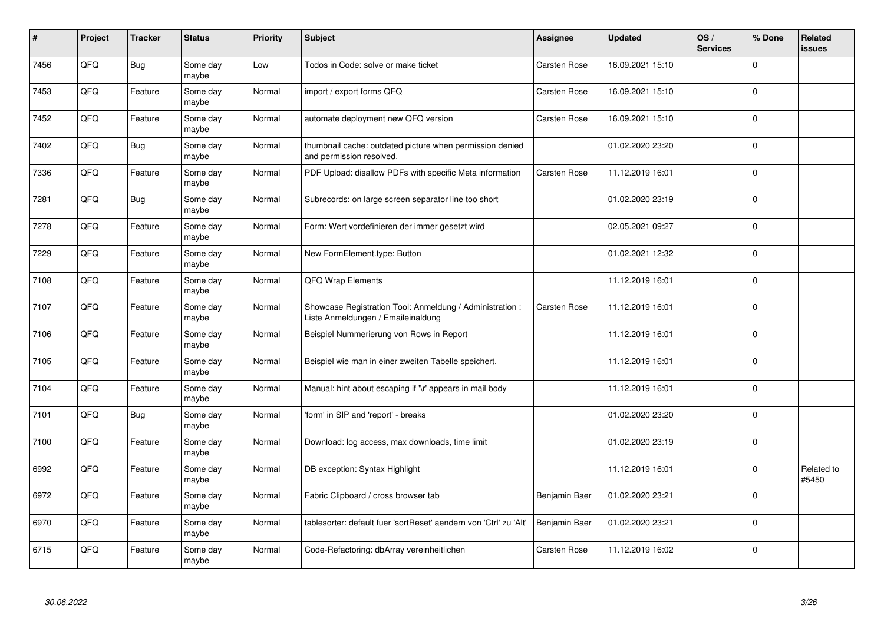| # | Project | Tracker | Status | Priority | Subject | Assignee | Updated | OS / Services | % Done | Related issues |
|---|---|---|---|---|---|---|---|---|---|---|
| 7456 | QFQ | Bug | Some day maybe | Low | Todos in Code: solve or make ticket | Carsten Rose | 16.09.2021 15:10 | | 0 | |
| 7453 | QFQ | Feature | Some day maybe | Normal | import / export forms QFQ | Carsten Rose | 16.09.2021 15:10 | | 0 | |
| 7452 | QFQ | Feature | Some day maybe | Normal | automate deployment new QFQ version | Carsten Rose | 16.09.2021 15:10 | | 0 | |
| 7402 | QFQ | Bug | Some day maybe | Normal | thumbnail cache: outdated picture when permission denied and permission resolved. | | 01.02.2020 23:20 | | 0 | |
| 7336 | QFQ | Feature | Some day maybe | Normal | PDF Upload: disallow PDFs with specific Meta information | Carsten Rose | 11.12.2019 16:01 | | 0 | |
| 7281 | QFQ | Bug | Some day maybe | Normal | Subrecords: on large screen separator line too short | | 01.02.2020 23:19 | | 0 | |
| 7278 | QFQ | Feature | Some day maybe | Normal | Form: Wert vordefinieren der immer gesetzt wird | | 02.05.2021 09:27 | | 0 | |
| 7229 | QFQ | Feature | Some day maybe | Normal | New FormElement.type: Button | | 01.02.2021 12:32 | | 0 | |
| 7108 | QFQ | Feature | Some day maybe | Normal | QFQ Wrap Elements | | 11.12.2019 16:01 | | 0 | |
| 7107 | QFQ | Feature | Some day maybe | Normal | Showcase Registration Tool: Anmeldung / Administration : Liste Anmeldungen / Emaileinaldung | Carsten Rose | 11.12.2019 16:01 | | 0 | |
| 7106 | QFQ | Feature | Some day maybe | Normal | Beispiel Nummerierung von Rows in Report | | 11.12.2019 16:01 | | 0 | |
| 7105 | QFQ | Feature | Some day maybe | Normal | Beispiel wie man in einer zweiten Tabelle speichert. | | 11.12.2019 16:01 | | 0 | |
| 7104 | QFQ | Feature | Some day maybe | Normal | Manual: hint about escaping if '\r' appears in mail body | | 11.12.2019 16:01 | | 0 | |
| 7101 | QFQ | Bug | Some day maybe | Normal | 'form' in SIP and 'report' - breaks | | 01.02.2020 23:20 | | 0 | |
| 7100 | QFQ | Feature | Some day maybe | Normal | Download: log access, max downloads, time limit | | 01.02.2020 23:19 | | 0 | |
| 6992 | QFQ | Feature | Some day maybe | Normal | DB exception: Syntax Highlight | | 11.12.2019 16:01 | | 0 | Related to #5450 |
| 6972 | QFQ | Feature | Some day maybe | Normal | Fabric Clipboard / cross browser tab | Benjamin Baer | 01.02.2020 23:21 | | 0 | |
| 6970 | QFQ | Feature | Some day maybe | Normal | tablesorter: default fuer 'sortReset' aendern von 'Ctrl' zu 'Alt' | Benjamin Baer | 01.02.2020 23:21 | | 0 | |
| 6715 | QFQ | Feature | Some day maybe | Normal | Code-Refactoring: dbArray vereinheitlichen | Carsten Rose | 11.12.2019 16:02 | | 0 | |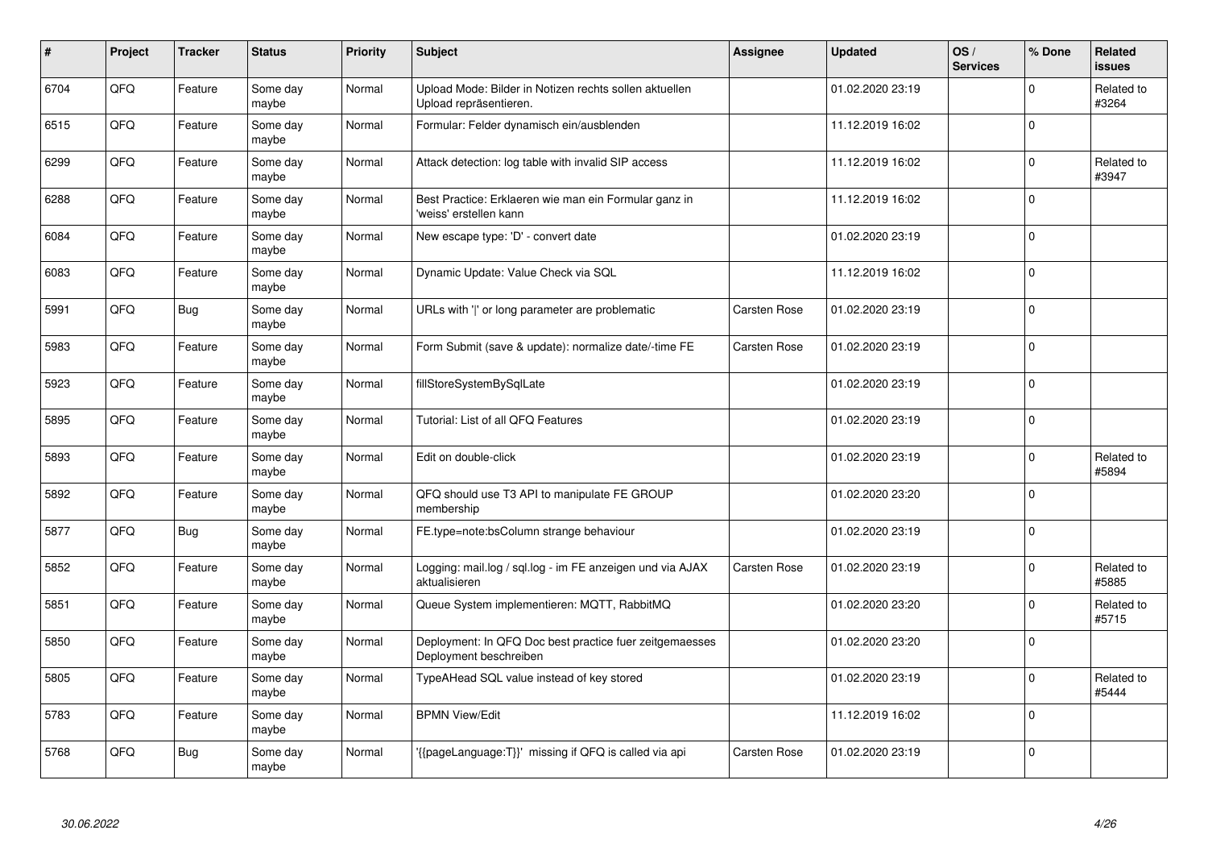| # | Project | Tracker | Status | Priority | Subject | Assignee | Updated | OS / Services | % Done | Related issues |
|---|---|---|---|---|---|---|---|---|---|---|
| 6704 | QFQ | Feature | Some day maybe | Normal | Upload Mode: Bilder in Notizen rechts sollen aktuellen Upload repräsentieren. | | 01.02.2020 23:19 | | 0 | Related to #3264 |
| 6515 | QFQ | Feature | Some day maybe | Normal | Formular: Felder dynamisch ein/ausblenden | | 11.12.2019 16:02 | | 0 | |
| 6299 | QFQ | Feature | Some day maybe | Normal | Attack detection: log table with invalid SIP access | | 11.12.2019 16:02 | | 0 | Related to #3947 |
| 6288 | QFQ | Feature | Some day maybe | Normal | Best Practice: Erklaeren wie man ein Formular ganz in 'weiss' erstellen kann | | 11.12.2019 16:02 | | 0 | |
| 6084 | QFQ | Feature | Some day maybe | Normal | New escape type: 'D' - convert date | | 01.02.2020 23:19 | | 0 | |
| 6083 | QFQ | Feature | Some day maybe | Normal | Dynamic Update: Value Check via SQL | | 11.12.2019 16:02 | | 0 | |
| 5991 | QFQ | Bug | Some day maybe | Normal | URLs with '\|' or long parameter are problematic | Carsten Rose | 01.02.2020 23:19 | | 0 | |
| 5983 | QFQ | Feature | Some day maybe | Normal | Form Submit (save & update): normalize date/-time FE | Carsten Rose | 01.02.2020 23:19 | | 0 | |
| 5923 | QFQ | Feature | Some day maybe | Normal | fillStoreSystemBySqlLate | | 01.02.2020 23:19 | | 0 | |
| 5895 | QFQ | Feature | Some day maybe | Normal | Tutorial: List of all QFQ Features | | 01.02.2020 23:19 | | 0 | |
| 5893 | QFQ | Feature | Some day maybe | Normal | Edit on double-click | | 01.02.2020 23:19 | | 0 | Related to #5894 |
| 5892 | QFQ | Feature | Some day maybe | Normal | QFQ should use T3 API to manipulate FE GROUP membership | | 01.02.2020 23:20 | | 0 | |
| 5877 | QFQ | Bug | Some day maybe | Normal | FE.type=note:bsColumn strange behaviour | | 01.02.2020 23:19 | | 0 | |
| 5852 | QFQ | Feature | Some day maybe | Normal | Logging: mail.log / sql.log - im FE anzeigen und via AJAX aktualisieren | Carsten Rose | 01.02.2020 23:19 | | 0 | Related to #5885 |
| 5851 | QFQ | Feature | Some day maybe | Normal | Queue System implementieren: MQTT, RabbitMQ | | 01.02.2020 23:20 | | 0 | Related to #5715 |
| 5850 | QFQ | Feature | Some day maybe | Normal | Deployment: In QFQ Doc best practice fuer zeitgemaesses Deployment beschreiben | | 01.02.2020 23:20 | | 0 | |
| 5805 | QFQ | Feature | Some day maybe | Normal | TypeAHead SQL value instead of key stored | | 01.02.2020 23:19 | | 0 | Related to #5444 |
| 5783 | QFQ | Feature | Some day maybe | Normal | BPMN View/Edit | | 11.12.2019 16:02 | | 0 | |
| 5768 | QFQ | Bug | Some day maybe | Normal | '{{pageLanguage:T}}' missing if QFQ is called via api | Carsten Rose | 01.02.2020 23:19 | | 0 | |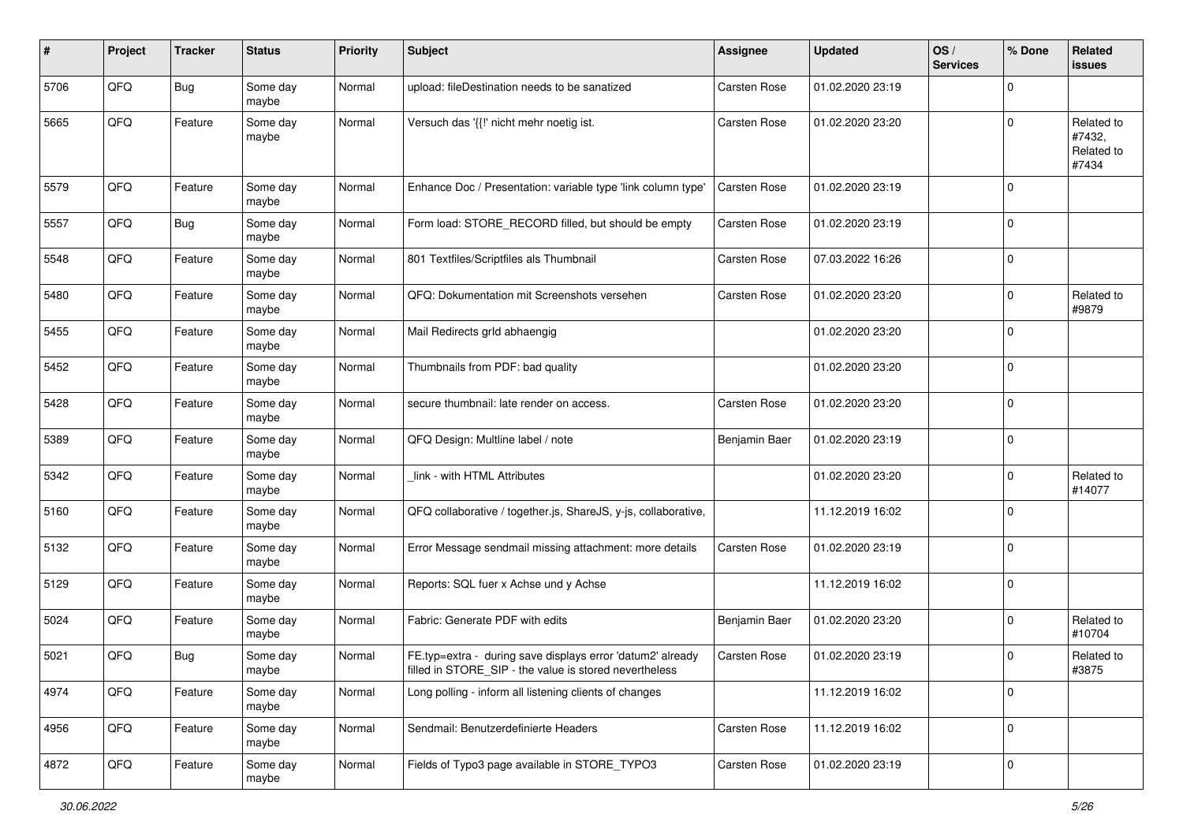| # | Project | Tracker | Status | Priority | Subject | Assignee | Updated | OS / Services | % Done | Related issues |
|---|---|---|---|---|---|---|---|---|---|---|
| 5706 | QFQ | Bug | Some day maybe | Normal | upload: fileDestination needs to be sanatized | Carsten Rose | 01.02.2020 23:19 | | 0 | |
| 5665 | QFQ | Feature | Some day maybe | Normal | Versuch das '{{!' nicht mehr noetig ist. | Carsten Rose | 01.02.2020 23:20 | | 0 | Related to #7432, Related to #7434 |
| 5579 | QFQ | Feature | Some day maybe | Normal | Enhance Doc / Presentation: variable type 'link column type' | Carsten Rose | 01.02.2020 23:19 | | 0 | |
| 5557 | QFQ | Bug | Some day maybe | Normal | Form load: STORE_RECORD filled, but should be empty | Carsten Rose | 01.02.2020 23:19 | | 0 | |
| 5548 | QFQ | Feature | Some day maybe | Normal | 801 Textfiles/Scriptfiles als Thumbnail | Carsten Rose | 07.03.2022 16:26 | | 0 | |
| 5480 | QFQ | Feature | Some day maybe | Normal | QFQ: Dokumentation mit Screenshots versehen | Carsten Rose | 01.02.2020 23:20 | | 0 | Related to #9879 |
| 5455 | QFQ | Feature | Some day maybe | Normal | Mail Redirects grId abhaengig | | 01.02.2020 23:20 | | 0 | |
| 5452 | QFQ | Feature | Some day maybe | Normal | Thumbnails from PDF: bad quality | | 01.02.2020 23:20 | | 0 | |
| 5428 | QFQ | Feature | Some day maybe | Normal | secure thumbnail: late render on access. | Carsten Rose | 01.02.2020 23:20 | | 0 | |
| 5389 | QFQ | Feature | Some day maybe | Normal | QFQ Design: Multline label / note | Benjamin Baer | 01.02.2020 23:19 | | 0 | |
| 5342 | QFQ | Feature | Some day maybe | Normal | _link - with HTML Attributes | | 01.02.2020 23:20 | | 0 | Related to #14077 |
| 5160 | QFQ | Feature | Some day maybe | Normal | QFQ collaborative / together.js, ShareJS, y-js, collaborative, | | 11.12.2019 16:02 | | 0 | |
| 5132 | QFQ | Feature | Some day maybe | Normal | Error Message sendmail missing attachment: more details | Carsten Rose | 01.02.2020 23:19 | | 0 | |
| 5129 | QFQ | Feature | Some day maybe | Normal | Reports: SQL fuer x Achse und y Achse | | 11.12.2019 16:02 | | 0 | |
| 5024 | QFQ | Feature | Some day maybe | Normal | Fabric: Generate PDF with edits | Benjamin Baer | 01.02.2020 23:20 | | 0 | Related to #10704 |
| 5021 | QFQ | Bug | Some day maybe | Normal | FE.typ=extra - during save displays error 'datum2' already filled in STORE_SIP - the value is stored nevertheless | Carsten Rose | 01.02.2020 23:19 | | 0 | Related to #3875 |
| 4974 | QFQ | Feature | Some day maybe | Normal | Long polling - inform all listening clients of changes | | 11.12.2019 16:02 | | 0 | |
| 4956 | QFQ | Feature | Some day maybe | Normal | Sendmail: Benutzerdefinierte Headers | Carsten Rose | 11.12.2019 16:02 | | 0 | |
| 4872 | QFQ | Feature | Some day maybe | Normal | Fields of Typo3 page available in STORE_TYPO3 | Carsten Rose | 01.02.2020 23:19 | | 0 | |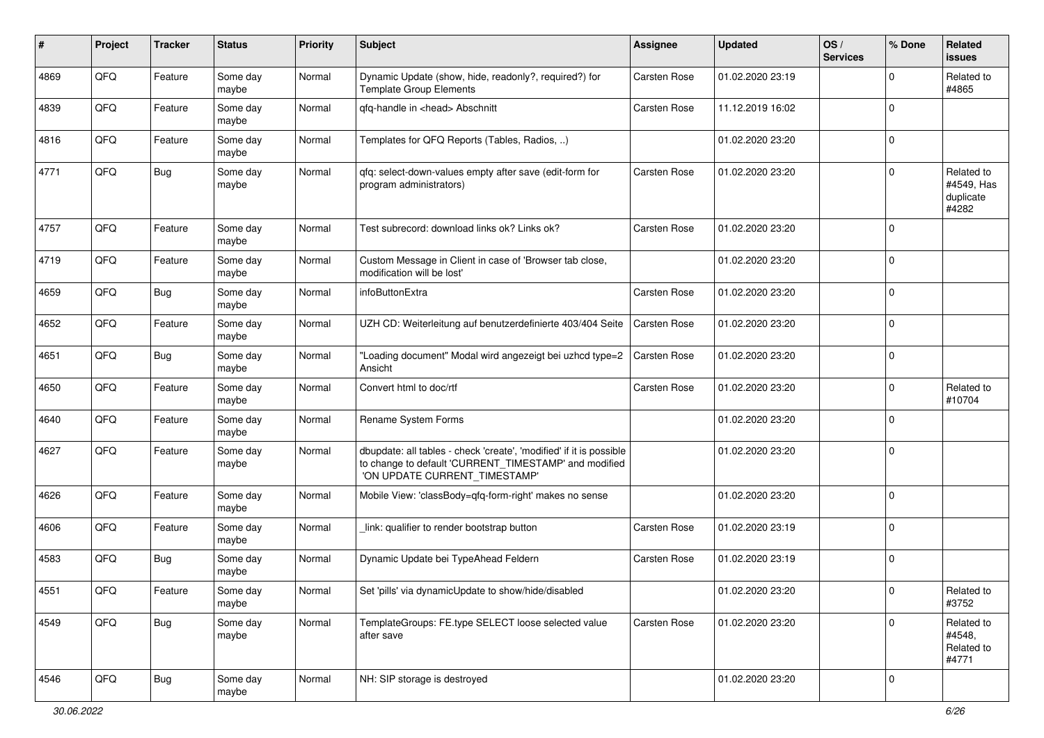| # | Project | Tracker | Status | Priority | Subject | Assignee | Updated | OS / Services | % Done | Related issues |
|---|---|---|---|---|---|---|---|---|---|---|
| 4869 | QFQ | Feature | Some day maybe | Normal | Dynamic Update (show, hide, readonly?, required?) for Template Group Elements | Carsten Rose | 01.02.2020 23:19 | | 0 | Related to #4865 |
| 4839 | QFQ | Feature | Some day maybe | Normal | qfq-handle in <head> Abschnitt | Carsten Rose | 11.12.2019 16:02 | | 0 | |
| 4816 | QFQ | Feature | Some day maybe | Normal | Templates for QFQ Reports (Tables, Radios, ..) | | 01.02.2020 23:20 | | 0 | |
| 4771 | QFQ | Bug | Some day maybe | Normal | qfq: select-down-values empty after save (edit-form for program administrators) | Carsten Rose | 01.02.2020 23:20 | | 0 | Related to #4549, Has duplicate #4282 |
| 4757 | QFQ | Feature | Some day maybe | Normal | Test subrecord: download links ok? Links ok? | Carsten Rose | 01.02.2020 23:20 | | 0 | |
| 4719 | QFQ | Feature | Some day maybe | Normal | Custom Message in Client in case of 'Browser tab close, modification will be lost' | | 01.02.2020 23:20 | | 0 | |
| 4659 | QFQ | Bug | Some day maybe | Normal | infoButtonExtra | Carsten Rose | 01.02.2020 23:20 | | 0 | |
| 4652 | QFQ | Feature | Some day maybe | Normal | UZH CD: Weiterleitung auf benutzerdefinierte 403/404 Seite | Carsten Rose | 01.02.2020 23:20 | | 0 | |
| 4651 | QFQ | Bug | Some day maybe | Normal | "Loading document" Modal wird angezeigt bei uzhcd type=2 Ansicht | Carsten Rose | 01.02.2020 23:20 | | 0 | |
| 4650 | QFQ | Feature | Some day maybe | Normal | Convert html to doc/rtf | Carsten Rose | 01.02.2020 23:20 | | 0 | Related to #10704 |
| 4640 | QFQ | Feature | Some day maybe | Normal | Rename System Forms | | 01.02.2020 23:20 | | 0 | |
| 4627 | QFQ | Feature | Some day maybe | Normal | dbupdate: all tables - check 'create', 'modified' if it is possible to change to default 'CURRENT_TIMESTAMP' and modified 'ON UPDATE CURRENT_TIMESTAMP' | | 01.02.2020 23:20 | | 0 | |
| 4626 | QFQ | Feature | Some day maybe | Normal | Mobile View: 'classBody=qfq-form-right' makes no sense | | 01.02.2020 23:20 | | 0 | |
| 4606 | QFQ | Feature | Some day maybe | Normal | _link: qualifier to render bootstrap button | Carsten Rose | 01.02.2020 23:19 | | 0 | |
| 4583 | QFQ | Bug | Some day maybe | Normal | Dynamic Update bei TypeAhead Feldern | Carsten Rose | 01.02.2020 23:19 | | 0 | |
| 4551 | QFQ | Feature | Some day maybe | Normal | Set 'pills' via dynamicUpdate to show/hide/disabled | | 01.02.2020 23:20 | | 0 | Related to #3752 |
| 4549 | QFQ | Bug | Some day maybe | Normal | TemplateGroups: FE.type SELECT loose selected value after save | Carsten Rose | 01.02.2020 23:20 | | 0 | Related to #4548, Related to #4771 |
| 4546 | QFQ | Bug | Some day maybe | Normal | NH: SIP storage is destroyed | | 01.02.2020 23:20 | | 0 | |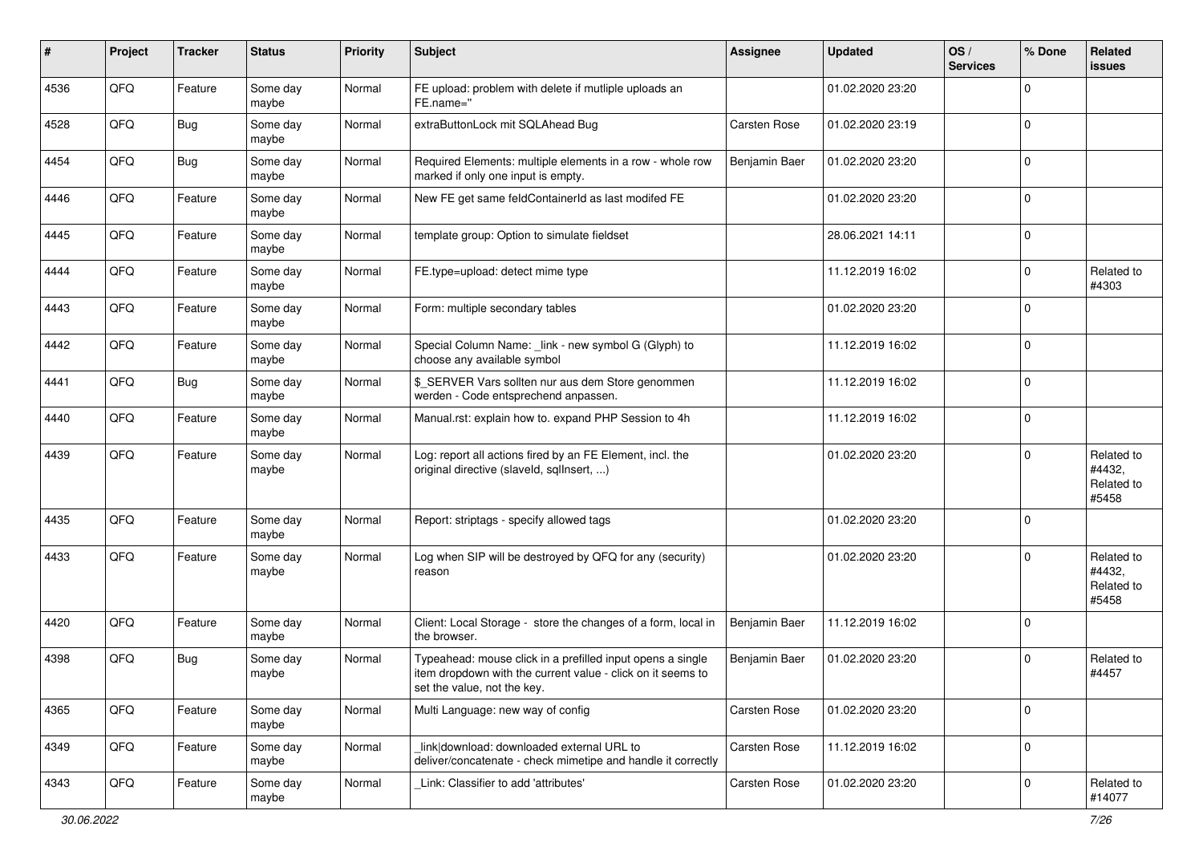| # | Project | Tracker | Status | Priority | Subject | Assignee | Updated | OS / Services | % Done | Related issues |
|---|---|---|---|---|---|---|---|---|---|---|
| 4536 | QFQ | Feature | Some day maybe | Normal | FE upload: problem with delete if mutliple uploads an FE.name=" | | 01.02.2020 23:20 | | 0 | |
| 4528 | QFQ | Bug | Some day maybe | Normal | extraButtonLock mit SQLAhead Bug | Carsten Rose | 01.02.2020 23:19 | | 0 | |
| 4454 | QFQ | Bug | Some day maybe | Normal | Required Elements: multiple elements in a row - whole row marked if only one input is empty. | Benjamin Baer | 01.02.2020 23:20 | | 0 | |
| 4446 | QFQ | Feature | Some day maybe | Normal | New FE get same feldContainerId as last modifed FE | | 01.02.2020 23:20 | | 0 | |
| 4445 | QFQ | Feature | Some day maybe | Normal | template group: Option to simulate fieldset | | 28.06.2021 14:11 | | 0 | |
| 4444 | QFQ | Feature | Some day maybe | Normal | FE.type=upload: detect mime type | | 11.12.2019 16:02 | | 0 | Related to #4303 |
| 4443 | QFQ | Feature | Some day maybe | Normal | Form: multiple secondary tables | | 01.02.2020 23:20 | | 0 | |
| 4442 | QFQ | Feature | Some day maybe | Normal | Special Column Name: _link - new symbol G (Glyph) to choose any available symbol | | 11.12.2019 16:02 | | 0 | |
| 4441 | QFQ | Bug | Some day maybe | Normal | $_SERVER Vars sollten nur aus dem Store genommen werden - Code entsprechend anpassen. | | 11.12.2019 16:02 | | 0 | |
| 4440 | QFQ | Feature | Some day maybe | Normal | Manual.rst: explain how to. expand PHP Session to 4h | | 11.12.2019 16:02 | | 0 | |
| 4439 | QFQ | Feature | Some day maybe | Normal | Log: report all actions fired by an FE Element, incl. the original directive (slaveId, sqlInsert, ...) | | 01.02.2020 23:20 | | 0 | Related to #4432, Related to #5458 |
| 4435 | QFQ | Feature | Some day maybe | Normal | Report: striptags - specify allowed tags | | 01.02.2020 23:20 | | 0 | |
| 4433 | QFQ | Feature | Some day maybe | Normal | Log when SIP will be destroyed by QFQ for any (security) reason | | 01.02.2020 23:20 | | 0 | Related to #4432, Related to #5458 |
| 4420 | QFQ | Feature | Some day maybe | Normal | Client: Local Storage - store the changes of a form, local in the browser. | Benjamin Baer | 11.12.2019 16:02 | | 0 | |
| 4398 | QFQ | Bug | Some day maybe | Normal | Typeahead: mouse click in a prefilled input opens a single item dropdown with the current value - click on it seems to set the value, not the key. | Benjamin Baer | 01.02.2020 23:20 | | 0 | Related to #4457 |
| 4365 | QFQ | Feature | Some day maybe | Normal | Multi Language: new way of config | Carsten Rose | 01.02.2020 23:20 | | 0 | |
| 4349 | QFQ | Feature | Some day maybe | Normal | _link\|download: downloaded external URL to deliver/concatenate - check mimetipe and handle it correctly | Carsten Rose | 11.12.2019 16:02 | | 0 | |
| 4343 | QFQ | Feature | Some day maybe | Normal | _Link: Classifier to add 'attributes' | Carsten Rose | 01.02.2020 23:20 | | 0 | Related to #14077 |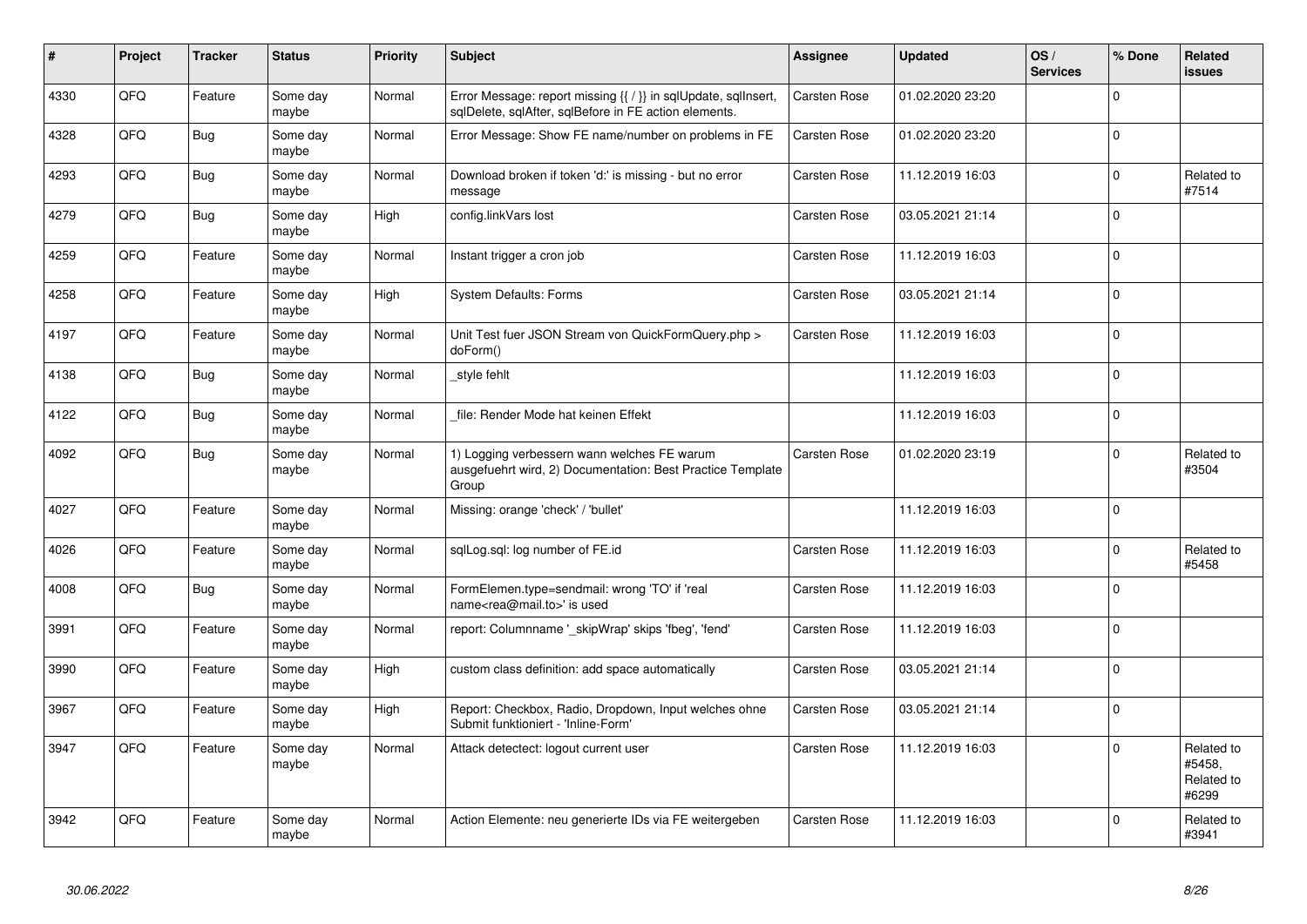| # | Project | Tracker | Status | Priority | Subject | Assignee | Updated | OS / Services | % Done | Related issues |
|---|---|---|---|---|---|---|---|---|---|---|
| 4330 | QFQ | Feature | Some day maybe | Normal | Error Message: report missing {{ / }} in sqlUpdate, sqlInsert, sqlDelete, sqlAfter, sqlBefore in FE action elements. | Carsten Rose | 01.02.2020 23:20 | | 0 | |
| 4328 | QFQ | Bug | Some day maybe | Normal | Error Message: Show FE name/number on problems in FE | Carsten Rose | 01.02.2020 23:20 | | 0 | |
| 4293 | QFQ | Bug | Some day maybe | Normal | Download broken if token 'd:' is missing - but no error message | Carsten Rose | 11.12.2019 16:03 | | 0 | Related to #7514 |
| 4279 | QFQ | Bug | Some day maybe | High | config.linkVars lost | Carsten Rose | 03.05.2021 21:14 | | 0 | |
| 4259 | QFQ | Feature | Some day maybe | Normal | Instant trigger a cron job | Carsten Rose | 11.12.2019 16:03 | | 0 | |
| 4258 | QFQ | Feature | Some day maybe | High | System Defaults: Forms | Carsten Rose | 03.05.2021 21:14 | | 0 | |
| 4197 | QFQ | Feature | Some day maybe | Normal | Unit Test fuer JSON Stream von QuickFormQuery.php > doForm() | Carsten Rose | 11.12.2019 16:03 | | 0 | |
| 4138 | QFQ | Bug | Some day maybe | Normal | _style fehlt | | 11.12.2019 16:03 | | 0 | |
| 4122 | QFQ | Bug | Some day maybe | Normal | _file: Render Mode hat keinen Effekt | | 11.12.2019 16:03 | | 0 | |
| 4092 | QFQ | Bug | Some day maybe | Normal | 1) Logging verbessern wann welches FE warum ausgefuehrt wird, 2) Documentation: Best Practice Template Group | Carsten Rose | 01.02.2020 23:19 | | 0 | Related to #3504 |
| 4027 | QFQ | Feature | Some day maybe | Normal | Missing: orange 'check' / 'bullet' | | 11.12.2019 16:03 | | 0 | |
| 4026 | QFQ | Feature | Some day maybe | Normal | sqlLog.sql: log number of FE.id | Carsten Rose | 11.12.2019 16:03 | | 0 | Related to #5458 |
| 4008 | QFQ | Bug | Some day maybe | Normal | FormElemen.type=sendmail: wrong 'TO' if 'real name<rea@mail.to>' is used | Carsten Rose | 11.12.2019 16:03 | | 0 | |
| 3991 | QFQ | Feature | Some day maybe | Normal | report: Columnname '_skipWrap' skips 'fbeg', 'fend' | Carsten Rose | 11.12.2019 16:03 | | 0 | |
| 3990 | QFQ | Feature | Some day maybe | High | custom class definition: add space automatically | Carsten Rose | 03.05.2021 21:14 | | 0 | |
| 3967 | QFQ | Feature | Some day maybe | High | Report: Checkbox, Radio, Dropdown, Input welches ohne Submit funktioniert - 'Inline-Form' | Carsten Rose | 03.05.2021 21:14 | | 0 | |
| 3947 | QFQ | Feature | Some day maybe | Normal | Attack detectect: logout current user | Carsten Rose | 11.12.2019 16:03 | | 0 | Related to #5458, Related to #6299 |
| 3942 | QFQ | Feature | Some day maybe | Normal | Action Elemente: neu generierte IDs via FE weitergeben | Carsten Rose | 11.12.2019 16:03 | | 0 | Related to #3941 |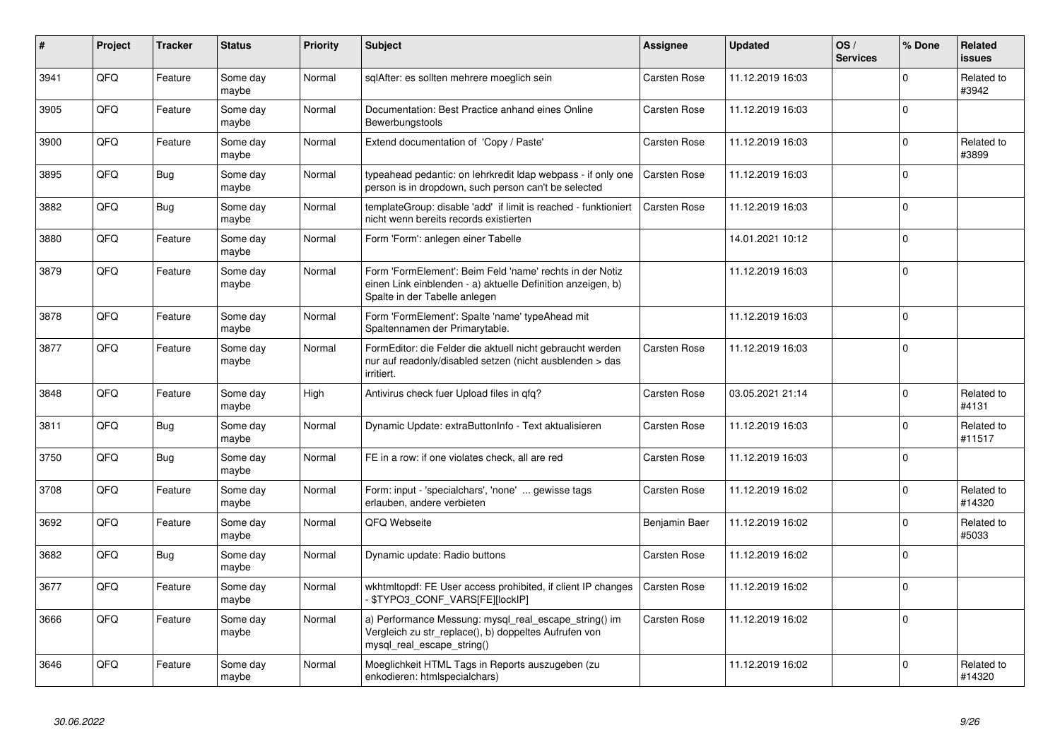| # | Project | Tracker | Status | Priority | Subject | Assignee | Updated | OS / Services | % Done | Related issues |
|---|---|---|---|---|---|---|---|---|---|---|
| 3941 | QFQ | Feature | Some day maybe | Normal | sqlAfter: es sollten mehrere moeglich sein | Carsten Rose | 11.12.2019 16:03 | | 0 | Related to #3942 |
| 3905 | QFQ | Feature | Some day maybe | Normal | Documentation: Best Practice anhand eines Online Bewerbungstools | Carsten Rose | 11.12.2019 16:03 | | 0 | |
| 3900 | QFQ | Feature | Some day maybe | Normal | Extend documentation of 'Copy / Paste' | Carsten Rose | 11.12.2019 16:03 | | 0 | Related to #3899 |
| 3895 | QFQ | Bug | Some day maybe | Normal | typeahead pedantic: on lehrkredit ldap webpass - if only one person is in dropdown, such person can't be selected | Carsten Rose | 11.12.2019 16:03 | | 0 | |
| 3882 | QFQ | Bug | Some day maybe | Normal | templateGroup: disable 'add' if limit is reached - funktioniert nicht wenn bereits records existierten | Carsten Rose | 11.12.2019 16:03 | | 0 | |
| 3880 | QFQ | Feature | Some day maybe | Normal | Form 'Form': anlegen einer Tabelle | | 14.01.2021 10:12 | | 0 | |
| 3879 | QFQ | Feature | Some day maybe | Normal | Form 'FormElement': Beim Feld 'name' rechts in der Notiz einen Link einblenden - a) aktuelle Definition anzeigen, b) Spalte in der Tabelle anlegen | | 11.12.2019 16:03 | | 0 | |
| 3878 | QFQ | Feature | Some day maybe | Normal | Form 'FormElement': Spalte 'name' typeAhead mit Spaltennamen der Primarytable. | | 11.12.2019 16:03 | | 0 | |
| 3877 | QFQ | Feature | Some day maybe | Normal | FormEditor: die Felder die aktuell nicht gebraucht werden nur auf readonly/disabled setzen (nicht ausblenden > das irritiert. | Carsten Rose | 11.12.2019 16:03 | | 0 | |
| 3848 | QFQ | Feature | Some day maybe | High | Antivirus check fuer Upload files in qfq? | Carsten Rose | 03.05.2021 21:14 | | 0 | Related to #4131 |
| 3811 | QFQ | Bug | Some day maybe | Normal | Dynamic Update: extraButtonInfo - Text aktualisieren | Carsten Rose | 11.12.2019 16:03 | | 0 | Related to #11517 |
| 3750 | QFQ | Bug | Some day maybe | Normal | FE in a row: if one violates check, all are red | Carsten Rose | 11.12.2019 16:03 | | 0 | |
| 3708 | QFQ | Feature | Some day maybe | Normal | Form: input - 'specialchars', 'none' ... gewisse tags erlauben, andere verbieten | Carsten Rose | 11.12.2019 16:02 | | 0 | Related to #14320 |
| 3692 | QFQ | Feature | Some day maybe | Normal | QFQ Webseite | Benjamin Baer | 11.12.2019 16:02 | | 0 | Related to #5033 |
| 3682 | QFQ | Bug | Some day maybe | Normal | Dynamic update: Radio buttons | Carsten Rose | 11.12.2019 16:02 | | 0 | |
| 3677 | QFQ | Feature | Some day maybe | Normal | wkhtmltopdf: FE User access prohibited, if client IP changes - $TYPO3_CONF_VARS[FE][lockIP] | Carsten Rose | 11.12.2019 16:02 | | 0 | |
| 3666 | QFQ | Feature | Some day maybe | Normal | a) Performance Messung: mysql_real_escape_string() im Vergleich zu str_replace(), b) doppeltes Aufrufen von mysql_real_escape_string() | Carsten Rose | 11.12.2019 16:02 | | 0 | |
| 3646 | QFQ | Feature | Some day maybe | Normal | Moeglichkeit HTML Tags in Reports auszugeben (zu enkodieren: htmlspecialchars) | | 11.12.2019 16:02 | | 0 | Related to #14320 |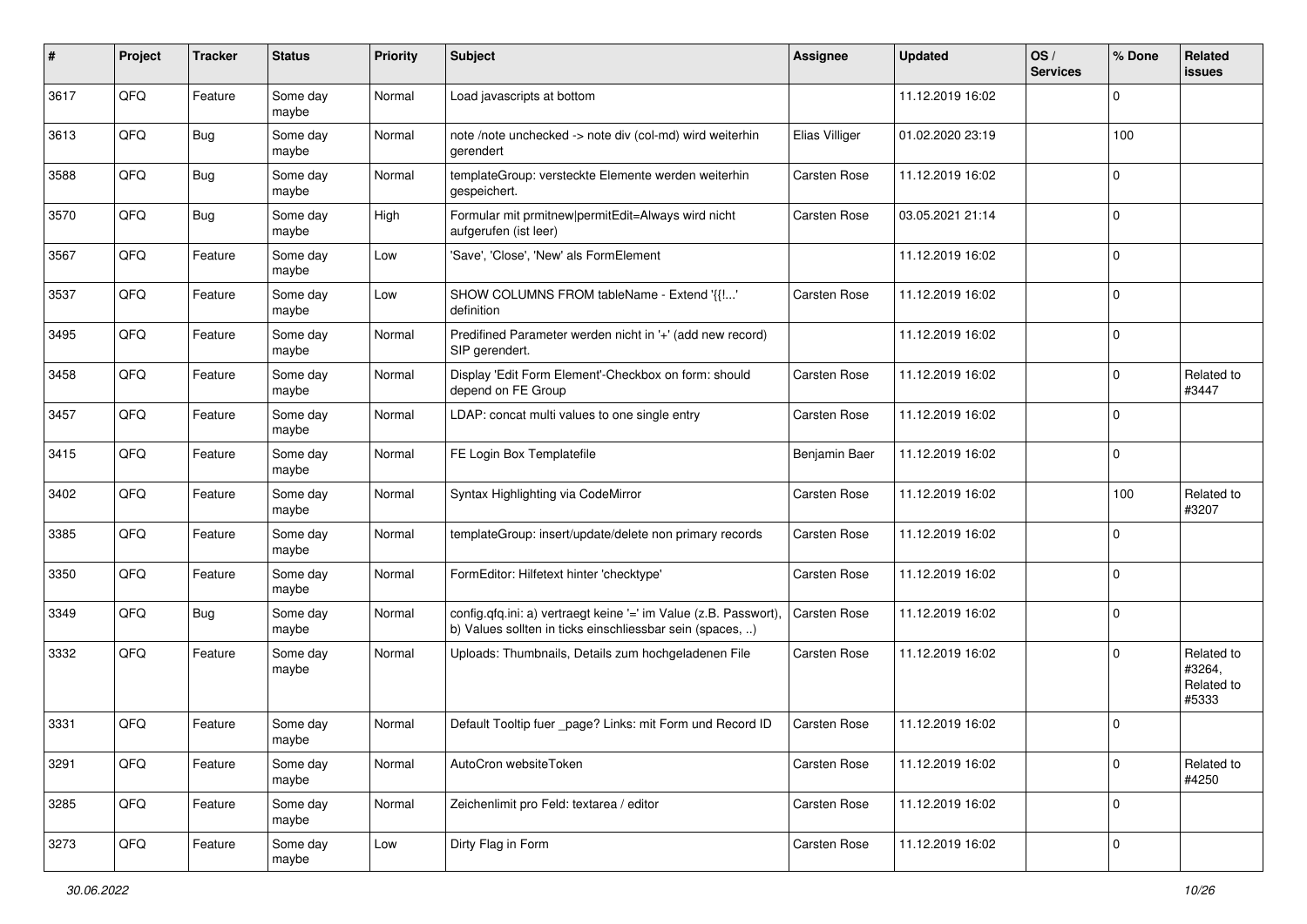| # | Project | Tracker | Status | Priority | Subject | Assignee | Updated | OS / Services | % Done | Related issues |
|---|---|---|---|---|---|---|---|---|---|---|
| 3617 | QFQ | Feature | Some day maybe | Normal | Load javascripts at bottom | | 11.12.2019 16:02 | | 0 | |
| 3613 | QFQ | Bug | Some day maybe | Normal | note /note unchecked -> note div (col-md) wird weiterhin gerendert | Elias Villiger | 01.02.2020 23:19 | | 100 | |
| 3588 | QFQ | Bug | Some day maybe | Normal | templateGroup: versteckte Elemente werden weiterhin gespeichert. | Carsten Rose | 11.12.2019 16:02 | | 0 | |
| 3570 | QFQ | Bug | Some day maybe | High | Formular mit prmitnew\|permitEdit=Always wird nicht aufgerufen (ist leer) | Carsten Rose | 03.05.2021 21:14 | | 0 | |
| 3567 | QFQ | Feature | Some day maybe | Low | 'Save', 'Close', 'New' als FormElement | | 11.12.2019 16:02 | | 0 | |
| 3537 | QFQ | Feature | Some day maybe | Low | SHOW COLUMNS FROM tableName - Extend '{{!...' definition | Carsten Rose | 11.12.2019 16:02 | | 0 | |
| 3495 | QFQ | Feature | Some day maybe | Normal | Predifined Parameter werden nicht in '+' (add new record) SIP gerendert. | | 11.12.2019 16:02 | | 0 | |
| 3458 | QFQ | Feature | Some day maybe | Normal | Display 'Edit Form Element'-Checkbox on form: should depend on FE Group | Carsten Rose | 11.12.2019 16:02 | | 0 | Related to #3447 |
| 3457 | QFQ | Feature | Some day maybe | Normal | LDAP: concat multi values to one single entry | Carsten Rose | 11.12.2019 16:02 | | 0 | |
| 3415 | QFQ | Feature | Some day maybe | Normal | FE Login Box Templatefile | Benjamin Baer | 11.12.2019 16:02 | | 0 | |
| 3402 | QFQ | Feature | Some day maybe | Normal | Syntax Highlighting via CodeMirror | Carsten Rose | 11.12.2019 16:02 | | 100 | Related to #3207 |
| 3385 | QFQ | Feature | Some day maybe | Normal | templateGroup: insert/update/delete non primary records | Carsten Rose | 11.12.2019 16:02 | | 0 | |
| 3350 | QFQ | Feature | Some day maybe | Normal | FormEditor: Hilfetext hinter 'checktype' | Carsten Rose | 11.12.2019 16:02 | | 0 | |
| 3349 | QFQ | Bug | Some day maybe | Normal | config.qfq.ini: a) vertraegt keine '=' im Value (z.B. Passwort), b) Values sollten in ticks einschliessbar sein (spaces, ..) | Carsten Rose | 11.12.2019 16:02 | | 0 | |
| 3332 | QFQ | Feature | Some day maybe | Normal | Uploads: Thumbnails, Details zum hochgeladenen File | Carsten Rose | 11.12.2019 16:02 | | 0 | Related to #3264, Related to #5333 |
| 3331 | QFQ | Feature | Some day maybe | Normal | Default Tooltip fuer _page? Links: mit Form und Record ID | Carsten Rose | 11.12.2019 16:02 | | 0 | |
| 3291 | QFQ | Feature | Some day maybe | Normal | AutoCron websiteToken | Carsten Rose | 11.12.2019 16:02 | | 0 | Related to #4250 |
| 3285 | QFQ | Feature | Some day maybe | Normal | Zeichenlimit pro Feld: textarea / editor | Carsten Rose | 11.12.2019 16:02 | | 0 | |
| 3273 | QFQ | Feature | Some day maybe | Low | Dirty Flag in Form | Carsten Rose | 11.12.2019 16:02 | | 0 | |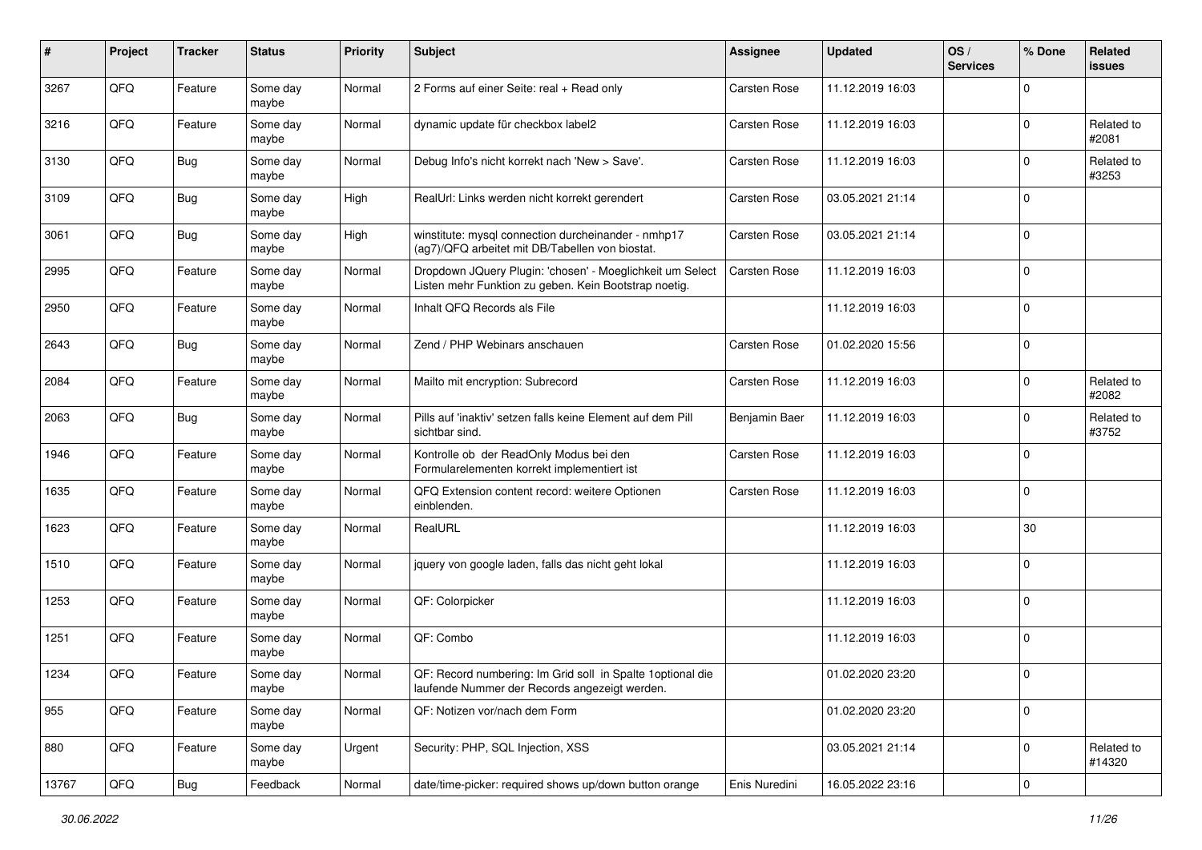| # | Project | Tracker | Status | Priority | Subject | Assignee | Updated | OS / Services | % Done | Related issues |
|---|---|---|---|---|---|---|---|---|---|---|
| 3267 | QFQ | Feature | Some day maybe | Normal | 2 Forms auf einer Seite: real + Read only | Carsten Rose | 11.12.2019 16:03 | | 0 | |
| 3216 | QFQ | Feature | Some day maybe | Normal | dynamic update für checkbox label2 | Carsten Rose | 11.12.2019 16:03 | | 0 | Related to #2081 |
| 3130 | QFQ | Bug | Some day maybe | Normal | Debug Info's nicht korrekt nach 'New > Save'. | Carsten Rose | 11.12.2019 16:03 | | 0 | Related to #3253 |
| 3109 | QFQ | Bug | Some day maybe | High | RealUrl: Links werden nicht korrekt gerendert | Carsten Rose | 03.05.2021 21:14 | | 0 | |
| 3061 | QFQ | Bug | Some day maybe | High | winstitute: mysql connection durcheinander - nmhp17 (ag7)/QFQ arbeitet mit DB/Tabellen von biostat. | Carsten Rose | 03.05.2021 21:14 | | 0 | |
| 2995 | QFQ | Feature | Some day maybe | Normal | Dropdown JQuery Plugin: 'chosen' - Moeglichkeit um Select Listen mehr Funktion zu geben. Kein Bootstrap noetig. | Carsten Rose | 11.12.2019 16:03 | | 0 | |
| 2950 | QFQ | Feature | Some day maybe | Normal | Inhalt QFQ Records als File | | 11.12.2019 16:03 | | 0 | |
| 2643 | QFQ | Bug | Some day maybe | Normal | Zend / PHP Webinars anschauen | Carsten Rose | 01.02.2020 15:56 | | 0 | |
| 2084 | QFQ | Feature | Some day maybe | Normal | Mailto mit encryption: Subrecord | Carsten Rose | 11.12.2019 16:03 | | 0 | Related to #2082 |
| 2063 | QFQ | Bug | Some day maybe | Normal | Pills auf 'inaktiv' setzen falls keine Element auf dem Pill sichtbar sind. | Benjamin Baer | 11.12.2019 16:03 | | 0 | Related to #3752 |
| 1946 | QFQ | Feature | Some day maybe | Normal | Kontrolle ob der ReadOnly Modus bei den Formularelementen korrekt implementiert ist | Carsten Rose | 11.12.2019 16:03 | | 0 | |
| 1635 | QFQ | Feature | Some day maybe | Normal | QFQ Extension content record: weitere Optionen einblenden. | Carsten Rose | 11.12.2019 16:03 | | 0 | |
| 1623 | QFQ | Feature | Some day maybe | Normal | RealURL | | 11.12.2019 16:03 | | 30 | |
| 1510 | QFQ | Feature | Some day maybe | Normal | jquery von google laden, falls das nicht geht lokal | | 11.12.2019 16:03 | | 0 | |
| 1253 | QFQ | Feature | Some day maybe | Normal | QF: Colorpicker | | 11.12.2019 16:03 | | 0 | |
| 1251 | QFQ | Feature | Some day maybe | Normal | QF: Combo | | 11.12.2019 16:03 | | 0 | |
| 1234 | QFQ | Feature | Some day maybe | Normal | QF: Record numbering: Im Grid soll in Spalte 1optional die laufende Nummer der Records angezeigt werden. | | 01.02.2020 23:20 | | 0 | |
| 955 | QFQ | Feature | Some day maybe | Normal | QF: Notizen vor/nach dem Form | | 01.02.2020 23:20 | | 0 | |
| 880 | QFQ | Feature | Some day maybe | Urgent | Security: PHP, SQL Injection, XSS | | 03.05.2021 21:14 | | 0 | Related to #14320 |
| 13767 | QFQ | Bug | Feedback | Normal | date/time-picker: required shows up/down button orange | Enis Nuredini | 16.05.2022 23:16 | | 0 | |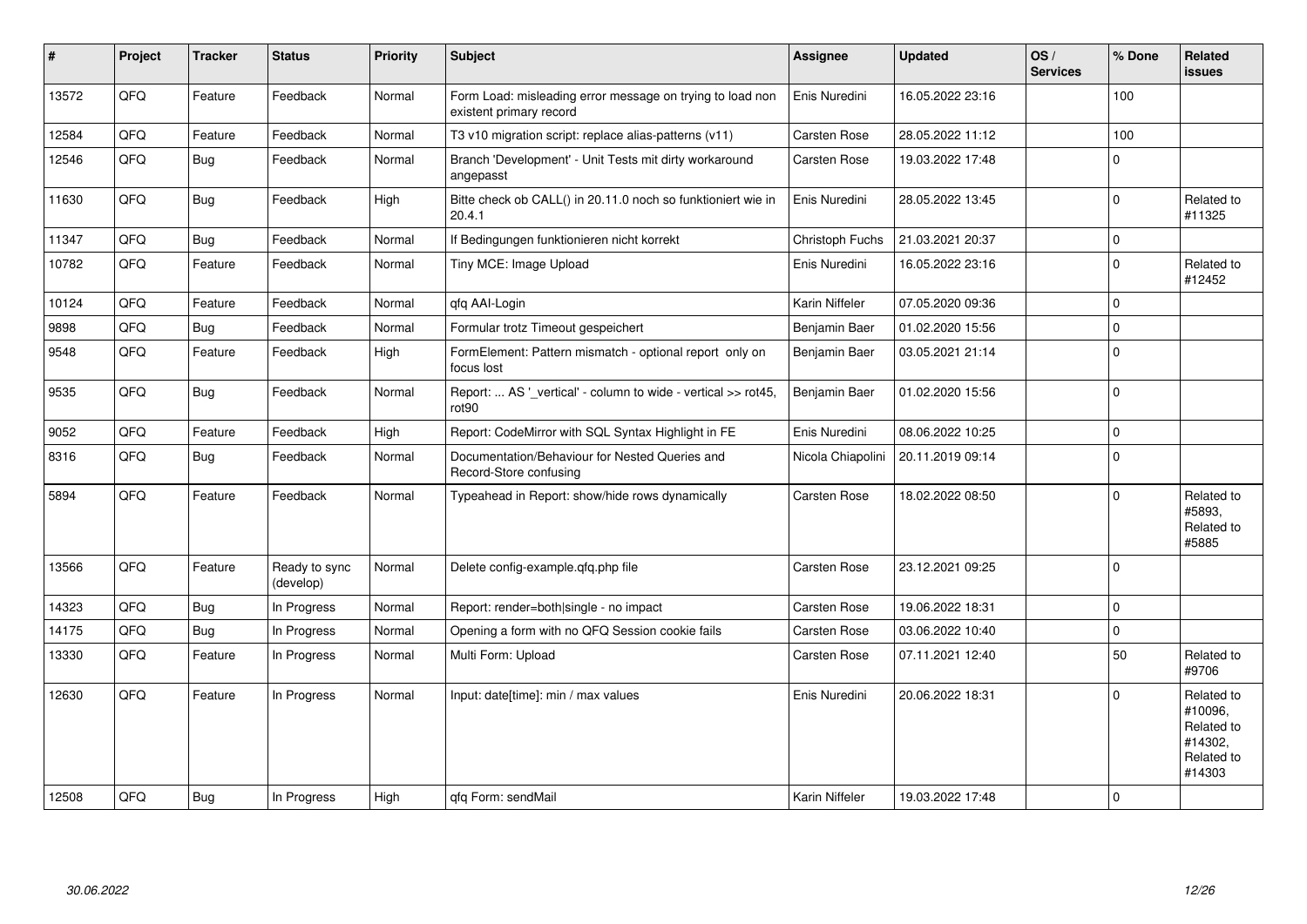| # | Project | Tracker | Status | Priority | Subject | Assignee | Updated | OS / Services | % Done | Related issues |
|---|---|---|---|---|---|---|---|---|---|---|
| 13572 | QFQ | Feature | Feedback | Normal | Form Load: misleading error message on trying to load non existent primary record | Enis Nuredini | 16.05.2022 23:16 | | 100 | |
| 12584 | QFQ | Feature | Feedback | Normal | T3 v10 migration script: replace alias-patterns (v11) | Carsten Rose | 28.05.2022 11:12 | | 100 | |
| 12546 | QFQ | Bug | Feedback | Normal | Branch 'Development' - Unit Tests mit dirty workaround angepasst | Carsten Rose | 19.03.2022 17:48 | | 0 | |
| 11630 | QFQ | Bug | Feedback | High | Bitte check ob CALL() in 20.11.0 noch so funktioniert wie in 20.4.1 | Enis Nuredini | 28.05.2022 13:45 | | 0 | Related to #11325 |
| 11347 | QFQ | Bug | Feedback | Normal | If Bedingungen funktionieren nicht korrekt | Christoph Fuchs | 21.03.2021 20:37 | | 0 | |
| 10782 | QFQ | Feature | Feedback | Normal | Tiny MCE: Image Upload | Enis Nuredini | 16.05.2022 23:16 | | 0 | Related to #12452 |
| 10124 | QFQ | Feature | Feedback | Normal | qfq AAI-Login | Karin Niffeler | 07.05.2020 09:36 | | 0 | |
| 9898 | QFQ | Bug | Feedback | Normal | Formular trotz Timeout gespeichert | Benjamin Baer | 01.02.2020 15:56 | | 0 | |
| 9548 | QFQ | Feature | Feedback | High | FormElement: Pattern mismatch - optional report only on focus lost | Benjamin Baer | 03.05.2021 21:14 | | 0 | |
| 9535 | QFQ | Bug | Feedback | Normal | Report: ... AS '_vertical' - column to wide - vertical >> rot45, rot90 | Benjamin Baer | 01.02.2020 15:56 | | 0 | |
| 9052 | QFQ | Feature | Feedback | High | Report: CodeMirror with SQL Syntax Highlight in FE | Enis Nuredini | 08.06.2022 10:25 | | 0 | |
| 8316 | QFQ | Bug | Feedback | Normal | Documentation/Behaviour for Nested Queries and Record-Store confusing | Nicola Chiapolini | 20.11.2019 09:14 | | 0 | |
| 5894 | QFQ | Feature | Feedback | Normal | Typeahead in Report: show/hide rows dynamically | Carsten Rose | 18.02.2022 08:50 | | 0 | Related to #5893, Related to #5885 |
| 13566 | QFQ | Feature | Ready to sync (develop) | Normal | Delete config-example.qfq.php file | Carsten Rose | 23.12.2021 09:25 | | 0 | |
| 14323 | QFQ | Bug | In Progress | Normal | Report: render=both\|single - no impact | Carsten Rose | 19.06.2022 18:31 | | 0 | |
| 14175 | QFQ | Bug | In Progress | Normal | Opening a form with no QFQ Session cookie fails | Carsten Rose | 03.06.2022 10:40 | | 0 | |
| 13330 | QFQ | Feature | In Progress | Normal | Multi Form: Upload | Carsten Rose | 07.11.2021 12:40 | | 50 | Related to #9706 |
| 12630 | QFQ | Feature | In Progress | Normal | Input: date[time]: min / max values | Enis Nuredini | 20.06.2022 18:31 | | 0 | Related to #10096, Related to #14302, Related to #14303 |
| 12508 | QFQ | Bug | In Progress | High | qfq Form: sendMail | Karin Niffeler | 19.03.2022 17:48 | | 0 | |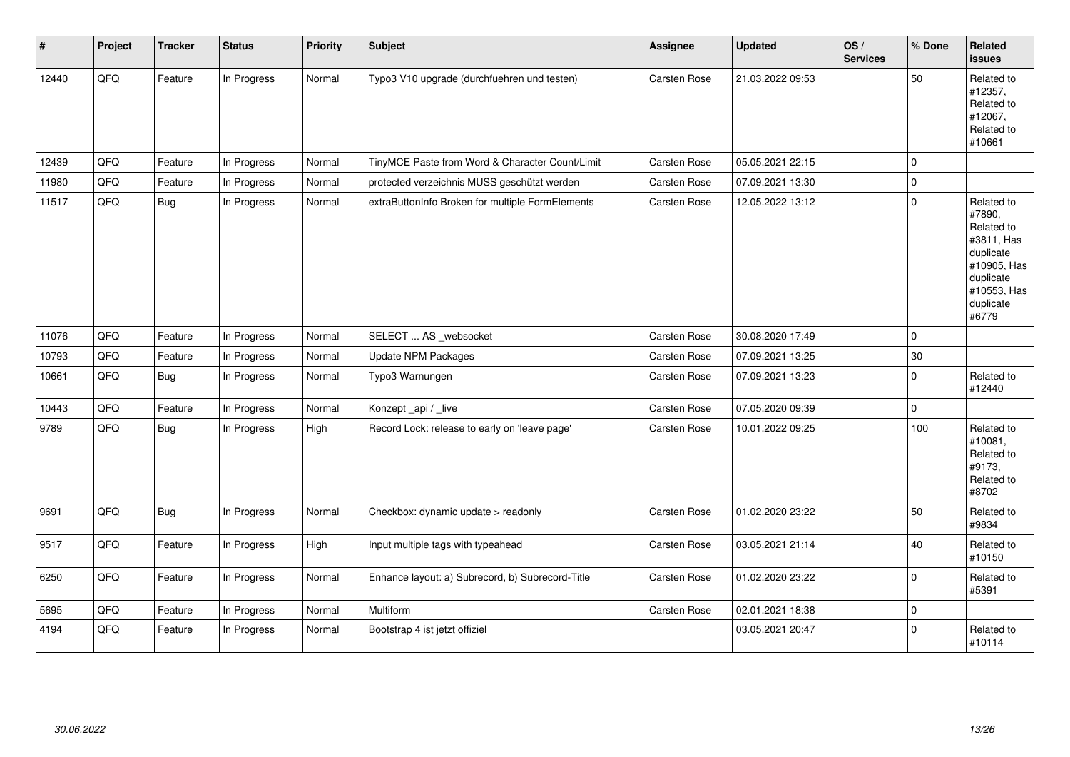| # | Project | Tracker | Status | Priority | Subject | Assignee | Updated | OS / Services | % Done | Related issues |
|---|---|---|---|---|---|---|---|---|---|---|
| 12440 | QFQ | Feature | In Progress | Normal | Typo3 V10 upgrade (durchfuehren und testen) | Carsten Rose | 21.03.2022 09:53 | | 50 | Related to #12357, Related to #12067, Related to #10661 |
| 12439 | QFQ | Feature | In Progress | Normal | TinyMCE Paste from Word & Character Count/Limit | Carsten Rose | 05.05.2021 22:15 | | 0 | |
| 11980 | QFQ | Feature | In Progress | Normal | protected verzeichnis MUSS geschützt werden | Carsten Rose | 07.09.2021 13:30 | | 0 | |
| 11517 | QFQ | Bug | In Progress | Normal | extraButtonInfo Broken for multiple FormElements | Carsten Rose | 12.05.2022 13:12 | | 0 | Related to #7890, Related to #3811, Has duplicate #10905, Has duplicate #10553, Has duplicate #6779 |
| 11076 | QFQ | Feature | In Progress | Normal | SELECT ... AS _websocket | Carsten Rose | 30.08.2020 17:49 | | 0 | |
| 10793 | QFQ | Feature | In Progress | Normal | Update NPM Packages | Carsten Rose | 07.09.2021 13:25 | | 30 | |
| 10661 | QFQ | Bug | In Progress | Normal | Typo3 Warnungen | Carsten Rose | 07.09.2021 13:23 | | 0 | Related to #12440 |
| 10443 | QFQ | Feature | In Progress | Normal | Konzept _api / _live | Carsten Rose | 07.05.2020 09:39 | | 0 | |
| 9789 | QFQ | Bug | In Progress | High | Record Lock: release to early on 'leave page' | Carsten Rose | 10.01.2022 09:25 | | 100 | Related to #10081, Related to #9173, Related to #8702 |
| 9691 | QFQ | Bug | In Progress | Normal | Checkbox: dynamic update > readonly | Carsten Rose | 01.02.2020 23:22 | | 50 | Related to #9834 |
| 9517 | QFQ | Feature | In Progress | High | Input multiple tags with typeahead | Carsten Rose | 03.05.2021 21:14 | | 40 | Related to #10150 |
| 6250 | QFQ | Feature | In Progress | Normal | Enhance layout: a) Subrecord, b) Subrecord-Title | Carsten Rose | 01.02.2020 23:22 | | 0 | Related to #5391 |
| 5695 | QFQ | Feature | In Progress | Normal | Multiform | Carsten Rose | 02.01.2021 18:38 | | 0 | |
| 4194 | QFQ | Feature | In Progress | Normal | Bootstrap 4 ist jetzt offiziel | | 03.05.2021 20:47 | | 0 | Related to #10114 |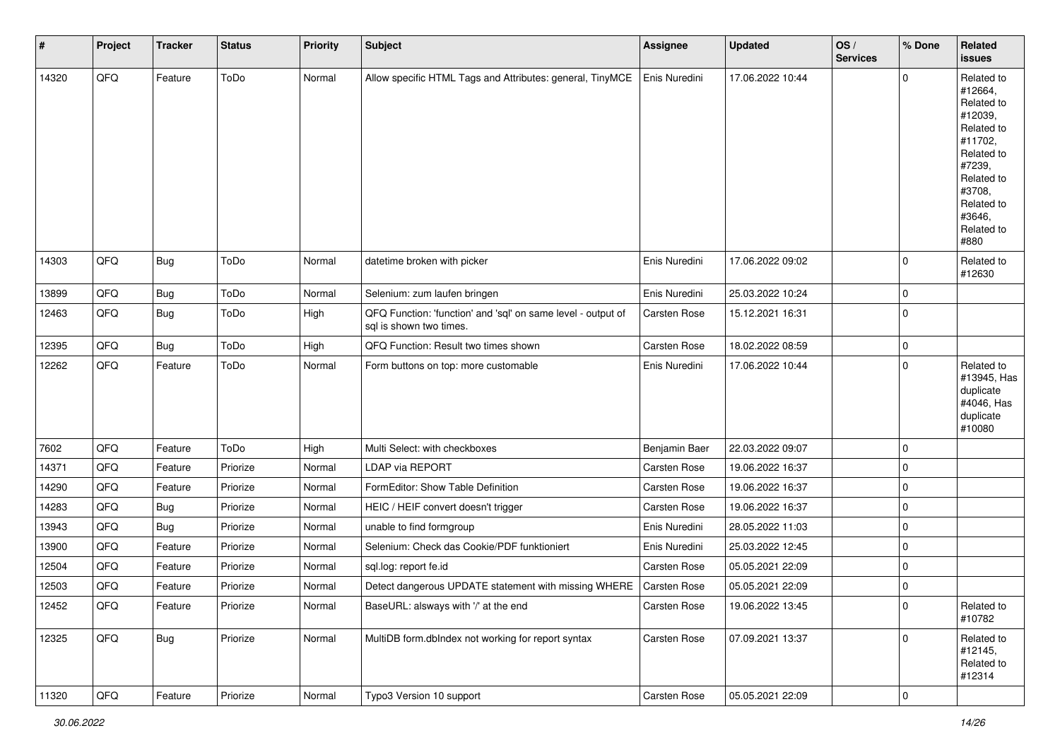| # | Project | Tracker | Status | Priority | Subject | Assignee | Updated | OS / Services | % Done | Related issues |
|---|---|---|---|---|---|---|---|---|---|---|
| 14320 | QFQ | Feature | ToDo | Normal | Allow specific HTML Tags and Attributes: general, TinyMCE | Enis Nuredini | 17.06.2022 10:44 | | 0 | Related to #12664, Related to #12039, Related to #11702, Related to #7239, Related to #3708, Related to #3646, Related to #880 |
| 14303 | QFQ | Bug | ToDo | Normal | datetime broken with picker | Enis Nuredini | 17.06.2022 09:02 | | 0 | Related to #12630 |
| 13899 | QFQ | Bug | ToDo | Normal | Selenium: zum laufen bringen | Enis Nuredini | 25.03.2022 10:24 | | 0 | |
| 12463 | QFQ | Bug | ToDo | High | QFQ Function: 'function' and 'sql' on same level - output of sql is shown two times. | Carsten Rose | 15.12.2021 16:31 | | 0 | |
| 12395 | QFQ | Bug | ToDo | High | QFQ Function: Result two times shown | Carsten Rose | 18.02.2022 08:59 | | 0 | |
| 12262 | QFQ | Feature | ToDo | Normal | Form buttons on top: more customable | Enis Nuredini | 17.06.2022 10:44 | | 0 | Related to #13945, Has duplicate #4046, Has duplicate #10080 |
| 7602 | QFQ | Feature | ToDo | High | Multi Select: with checkboxes | Benjamin Baer | 22.03.2022 09:07 | | 0 | |
| 14371 | QFQ | Feature | Priorize | Normal | LDAP via REPORT | Carsten Rose | 19.06.2022 16:37 | | 0 | |
| 14290 | QFQ | Feature | Priorize | Normal | FormEditor: Show Table Definition | Carsten Rose | 19.06.2022 16:37 | | 0 | |
| 14283 | QFQ | Bug | Priorize | Normal | HEIC / HEIF convert doesn't trigger | Carsten Rose | 19.06.2022 16:37 | | 0 | |
| 13943 | QFQ | Bug | Priorize | Normal | unable to find formgroup | Enis Nuredini | 28.05.2022 11:03 | | 0 | |
| 13900 | QFQ | Feature | Priorize | Normal | Selenium: Check das Cookie/PDF funktioniert | Enis Nuredini | 25.03.2022 12:45 | | 0 | |
| 12504 | QFQ | Feature | Priorize | Normal | sql.log: report fe.id | Carsten Rose | 05.05.2021 22:09 | | 0 | |
| 12503 | QFQ | Feature | Priorize | Normal | Detect dangerous UPDATE statement with missing WHERE | Carsten Rose | 05.05.2021 22:09 | | 0 | |
| 12452 | QFQ | Feature | Priorize | Normal | BaseURL: alsways with '/' at the end | Carsten Rose | 19.06.2022 13:45 | | 0 | Related to #10782 |
| 12325 | QFQ | Bug | Priorize | Normal | MultiDB form.dbIndex not working for report syntax | Carsten Rose | 07.09.2021 13:37 | | 0 | Related to #12145, Related to #12314 |
| 11320 | QFQ | Feature | Priorize | Normal | Typo3 Version 10 support | Carsten Rose | 05.05.2021 22:09 | | 0 | |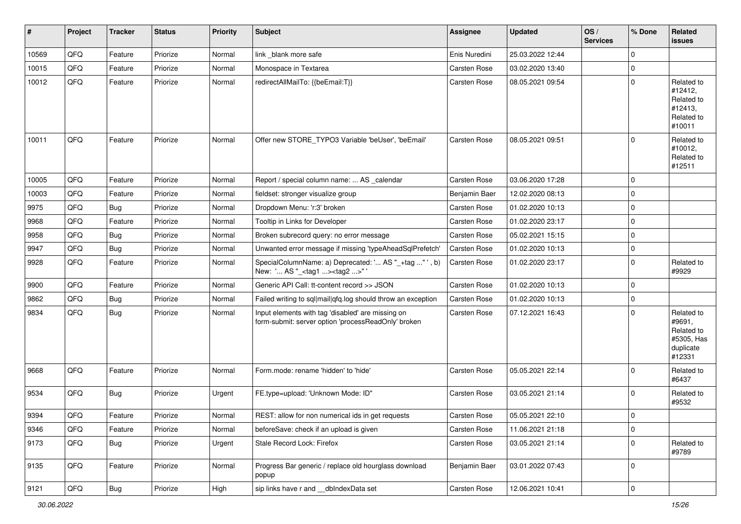| # | Project | Tracker | Status | Priority | Subject | Assignee | Updated | OS / Services | % Done | Related issues |
|---|---|---|---|---|---|---|---|---|---|---|
| 10569 | QFQ | Feature | Priorize | Normal | link _blank more safe | Enis Nuredini | 25.03.2022 12:44 | | 0 | |
| 10015 | QFQ | Feature | Priorize | Normal | Monospace in Textarea | Carsten Rose | 03.02.2020 13:40 | | 0 | |
| 10012 | QFQ | Feature | Priorize | Normal | redirectAllMailTo: {{beEmail:T}} | Carsten Rose | 08.05.2021 09:54 | | 0 | Related to #12412, Related to #12413, Related to #10011 |
| 10011 | QFQ | Feature | Priorize | Normal | Offer new STORE_TYPO3 Variable 'beUser', 'beEmail' | Carsten Rose | 08.05.2021 09:51 | | 0 | Related to #10012, Related to #12511 |
| 10005 | QFQ | Feature | Priorize | Normal | Report / special column name: ... AS _calendar | Carsten Rose | 03.06.2020 17:28 | | 0 | |
| 10003 | QFQ | Feature | Priorize | Normal | fieldset: stronger visualize group | Benjamin Baer | 12.02.2020 08:13 | | 0 | |
| 9975 | QFQ | Bug | Priorize | Normal | Dropdown Menu: 'r:3' broken | Carsten Rose | 01.02.2020 10:13 | | 0 | |
| 9968 | QFQ | Feature | Priorize | Normal | Tooltip in Links for Developer | Carsten Rose | 01.02.2020 23:17 | | 0 | |
| 9958 | QFQ | Bug | Priorize | Normal | Broken subrecord query: no error message | Carsten Rose | 05.02.2021 15:15 | | 0 | |
| 9947 | QFQ | Bug | Priorize | Normal | Unwanted error message if missing 'typeAheadSqlPrefetch' | Carsten Rose | 01.02.2020 10:13 | | 0 | |
| 9928 | QFQ | Feature | Priorize | Normal | SpecialColumnName: a) Deprecated: '... AS "_+tag ..." ', b) New: '... AS "_<tag1 ...><tag2 ...>" ' | Carsten Rose | 01.02.2020 23:17 | | 0 | Related to #9929 |
| 9900 | QFQ | Feature | Priorize | Normal | Generic API Call: tt-content record >> JSON | Carsten Rose | 01.02.2020 10:13 | | 0 | |
| 9862 | QFQ | Bug | Priorize | Normal | Failed writing to sql\|mail\|qfq.log should throw an exception | Carsten Rose | 01.02.2020 10:13 | | 0 | |
| 9834 | QFQ | Bug | Priorize | Normal | Input elements with tag 'disabled' are missing on form-submit: server option 'processReadOnly' broken | Carsten Rose | 07.12.2021 16:43 | | 0 | Related to #9691, Related to #5305, Has duplicate #12331 |
| 9668 | QFQ | Feature | Priorize | Normal | Form.mode: rename 'hidden' to 'hide' | Carsten Rose | 05.05.2021 22:14 | | 0 | Related to #6437 |
| 9534 | QFQ | Bug | Priorize | Urgent | FE.type=upload: 'Unknown Mode: ID" | Carsten Rose | 03.05.2021 21:14 | | 0 | Related to #9532 |
| 9394 | QFQ | Feature | Priorize | Normal | REST: allow for non numerical ids in get requests | Carsten Rose | 05.05.2021 22:10 | | 0 | |
| 9346 | QFQ | Feature | Priorize | Normal | beforeSave: check if an upload is given | Carsten Rose | 11.06.2021 21:18 | | 0 | |
| 9173 | QFQ | Bug | Priorize | Urgent | Stale Record Lock: Firefox | Carsten Rose | 03.05.2021 21:14 | | 0 | Related to #9789 |
| 9135 | QFQ | Feature | Priorize | Normal | Progress Bar generic / replace old hourglass download popup | Benjamin Baer | 03.01.2022 07:43 | | 0 | |
| 9121 | QFQ | Bug | Priorize | High | sip links have r and __dbIndexData set | Carsten Rose | 12.06.2021 10:41 | | 0 | |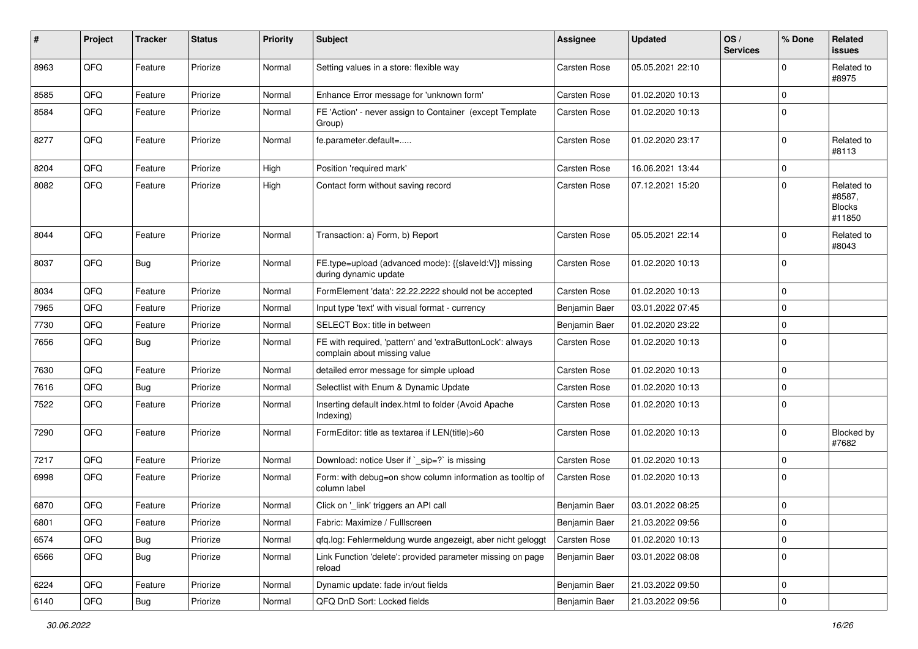| # | Project | Tracker | Status | Priority | Subject | Assignee | Updated | OS / Services | % Done | Related issues |
|---|---|---|---|---|---|---|---|---|---|---|
| 8963 | QFQ | Feature | Priorize | Normal | Setting values in a store: flexible way | Carsten Rose | 05.05.2021 22:10 | | 0 | Related to #8975 |
| 8585 | QFQ | Feature | Priorize | Normal | Enhance Error message for 'unknown form' | Carsten Rose | 01.02.2020 10:13 | | 0 | |
| 8584 | QFQ | Feature | Priorize | Normal | FE 'Action' - never assign to Container (except Template Group) | Carsten Rose | 01.02.2020 10:13 | | 0 | |
| 8277 | QFQ | Feature | Priorize | Normal | fe.parameter.default=..... | Carsten Rose | 01.02.2020 23:17 | | 0 | Related to #8113 |
| 8204 | QFQ | Feature | Priorize | High | Position 'required mark' | Carsten Rose | 16.06.2021 13:44 | | 0 | |
| 8082 | QFQ | Feature | Priorize | High | Contact form without saving record | Carsten Rose | 07.12.2021 15:20 | | 0 | Related to #8587, Blocks #11850 |
| 8044 | QFQ | Feature | Priorize | Normal | Transaction: a) Form, b) Report | Carsten Rose | 05.05.2021 22:14 | | 0 | Related to #8043 |
| 8037 | QFQ | Bug | Priorize | Normal | FE.type=upload (advanced mode): {{slaveId:V}} missing during dynamic update | Carsten Rose | 01.02.2020 10:13 | | 0 | |
| 8034 | QFQ | Feature | Priorize | Normal | FormElement 'data': 22.22.2222 should not be accepted | Carsten Rose | 01.02.2020 10:13 | | 0 | |
| 7965 | QFQ | Feature | Priorize | Normal | Input type 'text' with visual format - currency | Benjamin Baer | 03.01.2022 07:45 | | 0 | |
| 7730 | QFQ | Feature | Priorize | Normal | SELECT Box: title in between | Benjamin Baer | 01.02.2020 23:22 | | 0 | |
| 7656 | QFQ | Bug | Priorize | Normal | FE with required, 'pattern' and 'extraButtonLock': always complain about missing value | Carsten Rose | 01.02.2020 10:13 | | 0 | |
| 7630 | QFQ | Feature | Priorize | Normal | detailed error message for simple upload | Carsten Rose | 01.02.2020 10:13 | | 0 | |
| 7616 | QFQ | Bug | Priorize | Normal | Selectlist with Enum & Dynamic Update | Carsten Rose | 01.02.2020 10:13 | | 0 | |
| 7522 | QFQ | Feature | Priorize | Normal | Inserting default index.html to folder (Avoid Apache Indexing) | Carsten Rose | 01.02.2020 10:13 | | 0 | |
| 7290 | QFQ | Feature | Priorize | Normal | FormEditor: title as textarea if LEN(title)>60 | Carsten Rose | 01.02.2020 10:13 | | 0 | Blocked by #7682 |
| 7217 | QFQ | Feature | Priorize | Normal | Download: notice User if `_sip=?` is missing | Carsten Rose | 01.02.2020 10:13 | | 0 | |
| 6998 | QFQ | Feature | Priorize | Normal | Form: with debug=on show column information as tooltip of column label | Carsten Rose | 01.02.2020 10:13 | | 0 | |
| 6870 | QFQ | Feature | Priorize | Normal | Click on '_link' triggers an API call | Benjamin Baer | 03.01.2022 08:25 | | 0 | |
| 6801 | QFQ | Feature | Priorize | Normal | Fabric: Maximize / Fulllscreen | Benjamin Baer | 21.03.2022 09:56 | | 0 | |
| 6574 | QFQ | Bug | Priorize | Normal | qfq.log: Fehlermeldung wurde angezeigt, aber nicht geloggt | Carsten Rose | 01.02.2020 10:13 | | 0 | |
| 6566 | QFQ | Bug | Priorize | Normal | Link Function 'delete': provided parameter missing on page reload | Benjamin Baer | 03.01.2022 08:08 | | 0 | |
| 6224 | QFQ | Feature | Priorize | Normal | Dynamic update: fade in/out fields | Benjamin Baer | 21.03.2022 09:50 | | 0 | |
| 6140 | QFQ | Bug | Priorize | Normal | QFQ DnD Sort: Locked fields | Benjamin Baer | 21.03.2022 09:56 | | 0 | |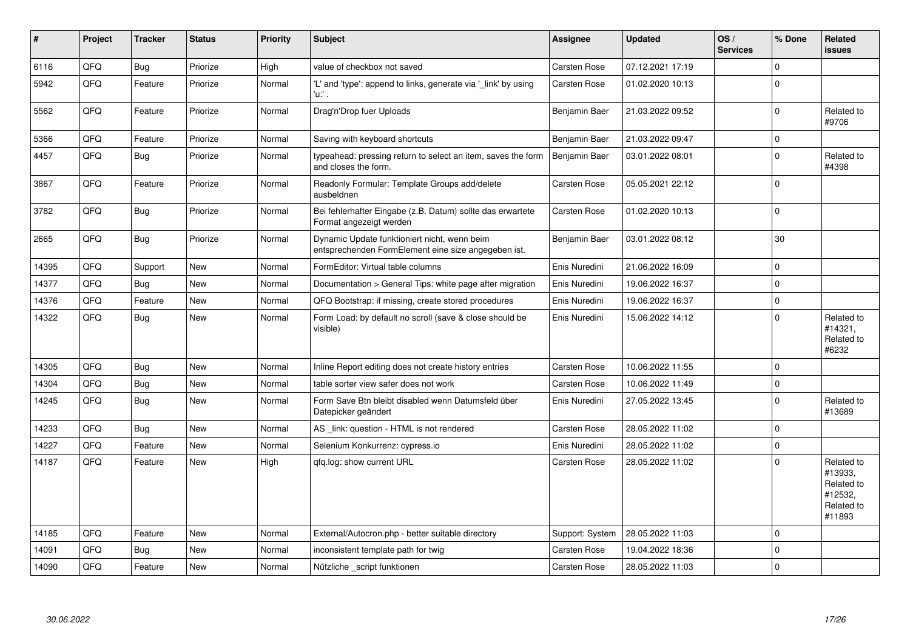| # | Project | Tracker | Status | Priority | Subject | Assignee | Updated | OS / Services | % Done | Related issues |
|---|---|---|---|---|---|---|---|---|---|---|
| 6116 | QFQ | Bug | Priorize | High | value of checkbox not saved | Carsten Rose | 07.12.2021 17:19 | | 0 | |
| 5942 | QFQ | Feature | Priorize | Normal | 'L' and 'type': append to links, generate via '_link' by using 'u:' . | Carsten Rose | 01.02.2020 10:13 | | 0 | |
| 5562 | QFQ | Feature | Priorize | Normal | Drag'n'Drop fuer Uploads | Benjamin Baer | 21.03.2022 09:52 | | 0 | Related to #9706 |
| 5366 | QFQ | Feature | Priorize | Normal | Saving with keyboard shortcuts | Benjamin Baer | 21.03.2022 09:47 | | 0 | |
| 4457 | QFQ | Bug | Priorize | Normal | typeahead: pressing return to select an item, saves the form and closes the form. | Benjamin Baer | 03.01.2022 08:01 | | 0 | Related to #4398 |
| 3867 | QFQ | Feature | Priorize | Normal | Readonly Formular: Template Groups add/delete ausbeldnen | Carsten Rose | 05.05.2021 22:12 | | 0 | |
| 3782 | QFQ | Bug | Priorize | Normal | Bei fehlerhafter Eingabe (z.B. Datum) sollte das erwartete Format angezeigt werden | Carsten Rose | 01.02.2020 10:13 | | 0 | |
| 2665 | QFQ | Bug | Priorize | Normal | Dynamic Update funktioniert nicht, wenn beim entsprechenden FormElement eine size angegeben ist. | Benjamin Baer | 03.01.2022 08:12 | | 30 | |
| 14395 | QFQ | Support | New | Normal | FormEditor: Virtual table columns | Enis Nuredini | 21.06.2022 16:09 | | 0 | |
| 14377 | QFQ | Bug | New | Normal | Documentation > General Tips: white page after migration | Enis Nuredini | 19.06.2022 16:37 | | 0 | |
| 14376 | QFQ | Feature | New | Normal | QFQ Bootstrap: if missing, create stored procedures | Enis Nuredini | 19.06.2022 16:37 | | 0 | |
| 14322 | QFQ | Bug | New | Normal | Form Load: by default no scroll (save & close should be visible) | Enis Nuredini | 15.06.2022 14:12 | | 0 | Related to #14321, Related to #6232 |
| 14305 | QFQ | Bug | New | Normal | Inline Report editing does not create history entries | Carsten Rose | 10.06.2022 11:55 | | 0 | |
| 14304 | QFQ | Bug | New | Normal | table sorter view safer does not work | Carsten Rose | 10.06.2022 11:49 | | 0 | |
| 14245 | QFQ | Bug | New | Normal | Form Save Btn bleibt disabled wenn Datumsfeld über Datepicker geändert | Enis Nuredini | 27.05.2022 13:45 | | 0 | Related to #13689 |
| 14233 | QFQ | Bug | New | Normal | AS _link: question - HTML is not rendered | Carsten Rose | 28.05.2022 11:02 | | 0 | |
| 14227 | QFQ | Feature | New | Normal | Selenium Konkurrenz: cypress.io | Enis Nuredini | 28.05.2022 11:02 | | 0 | |
| 14187 | QFQ | Feature | New | High | qfq.log: show current URL | Carsten Rose | 28.05.2022 11:02 | | 0 | Related to #13933, Related to #12532, Related to #11893 |
| 14185 | QFQ | Feature | New | Normal | External/Autocron.php - better suitable directory | Support: System | 28.05.2022 11:03 | | 0 | |
| 14091 | QFQ | Bug | New | Normal | inconsistent template path for twig | Carsten Rose | 19.04.2022 18:36 | | 0 | |
| 14090 | QFQ | Feature | New | Normal | Nützliche _script funktionen | Carsten Rose | 28.05.2022 11:03 | | 0 | |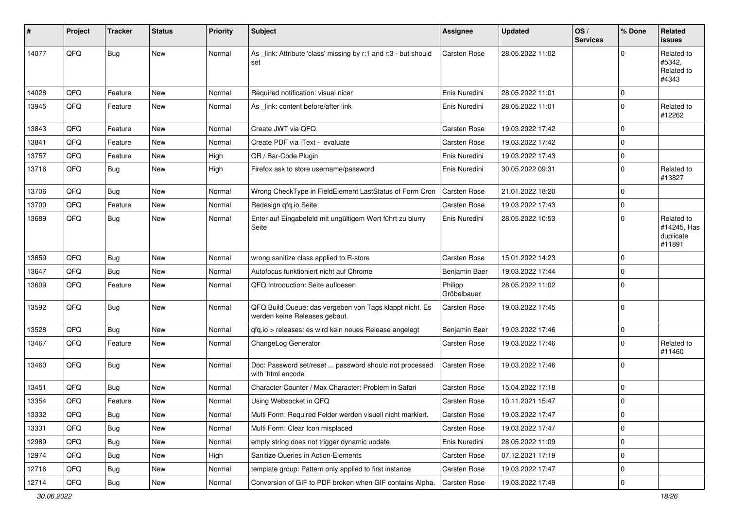| # | Project | Tracker | Status | Priority | Subject | Assignee | Updated | OS / Services | % Done | Related issues |
|---|---|---|---|---|---|---|---|---|---|---|
| 14077 | QFQ | Bug | New | Normal | As _link: Attribute 'class' missing by r:1 and r:3 - but should set | Carsten Rose | 28.05.2022 11:02 | | 0 | Related to #5342, Related to #4343 |
| 14028 | QFQ | Feature | New | Normal | Required notification: visual nicer | Enis Nuredini | 28.05.2022 11:01 | | 0 | |
| 13945 | QFQ | Feature | New | Normal | As _link: content before/after link | Enis Nuredini | 28.05.2022 11:01 | | 0 | Related to #12262 |
| 13843 | QFQ | Feature | New | Normal | Create JWT via QFQ | Carsten Rose | 19.03.2022 17:42 | | 0 | |
| 13841 | QFQ | Feature | New | Normal | Create PDF via iText - evaluate | Carsten Rose | 19.03.2022 17:42 | | 0 | |
| 13757 | QFQ | Feature | New | High | QR / Bar-Code Plugin | Enis Nuredini | 19.03.2022 17:43 | | 0 | |
| 13716 | QFQ | Bug | New | High | Firefox ask to store username/password | Enis Nuredini | 30.05.2022 09:31 | | 0 | Related to #13827 |
| 13706 | QFQ | Bug | New | Normal | Wrong CheckType in FieldElement LastStatus of Form Cron | Carsten Rose | 21.01.2022 18:20 | | 0 | |
| 13700 | QFQ | Feature | New | Normal | Redesign qfq.io Seite | Carsten Rose | 19.03.2022 17:43 | | 0 | |
| 13689 | QFQ | Bug | New | Normal | Enter auf Eingabefeld mit ungültigem Wert führt zu blurry Seite | Enis Nuredini | 28.05.2022 10:53 | | 0 | Related to #14245, Has duplicate #11891 |
| 13659 | QFQ | Bug | New | Normal | wrong sanitize class applied to R-store | Carsten Rose | 15.01.2022 14:23 | | 0 | |
| 13647 | QFQ | Bug | New | Normal | Autofocus funktioniert nicht auf Chrome | Benjamin Baer | 19.03.2022 17:44 | | 0 | |
| 13609 | QFQ | Feature | New | Normal | QFQ Introduction: Seite aufloesen | Philipp Gröbelbauer | 28.05.2022 11:02 | | 0 | |
| 13592 | QFQ | Bug | New | Normal | QFQ Build Queue: das vergeben von Tags klappt nicht. Es werden keine Releases gebaut. | Carsten Rose | 19.03.2022 17:45 | | 0 | |
| 13528 | QFQ | Bug | New | Normal | qfq.io > releases: es wird kein neues Release angelegt | Benjamin Baer | 19.03.2022 17:46 | | 0 | |
| 13467 | QFQ | Feature | New | Normal | ChangeLog Generator | Carsten Rose | 19.03.2022 17:46 | | 0 | Related to #11460 |
| 13460 | QFQ | Bug | New | Normal | Doc: Password set/reset ... password should not processed with 'html encode' | Carsten Rose | 19.03.2022 17:46 | | 0 | |
| 13451 | QFQ | Bug | New | Normal | Character Counter / Max Character: Problem in Safari | Carsten Rose | 15.04.2022 17:18 | | 0 | |
| 13354 | QFQ | Feature | New | Normal | Using Websocket in QFQ | Carsten Rose | 10.11.2021 15:47 | | 0 | |
| 13332 | QFQ | Bug | New | Normal | Multi Form: Required Felder werden visuell nicht markiert. | Carsten Rose | 19.03.2022 17:47 | | 0 | |
| 13331 | QFQ | Bug | New | Normal | Multi Form: Clear Icon misplaced | Carsten Rose | 19.03.2022 17:47 | | 0 | |
| 12989 | QFQ | Bug | New | Normal | empty string does not trigger dynamic update | Enis Nuredini | 28.05.2022 11:09 | | 0 | |
| 12974 | QFQ | Bug | New | High | Sanitize Queries in Action-Elements | Carsten Rose | 07.12.2021 17:19 | | 0 | |
| 12716 | QFQ | Bug | New | Normal | template group: Pattern only applied to first instance | Carsten Rose | 19.03.2022 17:47 | | 0 | |
| 12714 | QFQ | Bug | New | Normal | Conversion of GIF to PDF broken when GIF contains Alpha. | Carsten Rose | 19.03.2022 17:49 | | 0 | |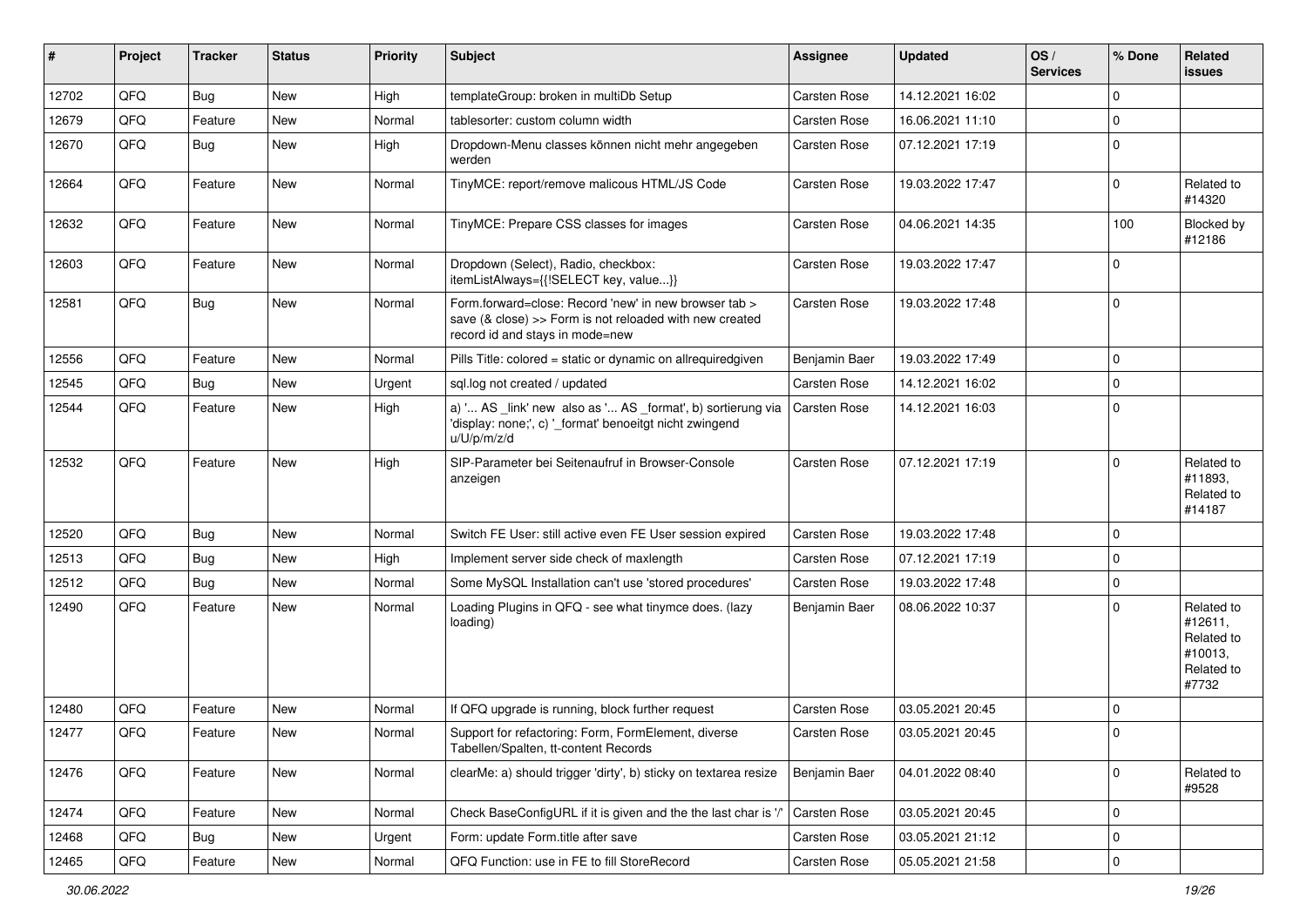| # | Project | Tracker | Status | Priority | Subject | Assignee | Updated | OS / Services | % Done | Related issues |
|---|---|---|---|---|---|---|---|---|---|---|
| 12702 | QFQ | Bug | New | High | templateGroup: broken in multiDb Setup | Carsten Rose | 14.12.2021 16:02 | | 0 | |
| 12679 | QFQ | Feature | New | Normal | tablesorter: custom column width | Carsten Rose | 16.06.2021 11:10 | | 0 | |
| 12670 | QFQ | Bug | New | High | Dropdown-Menu classes können nicht mehr angegeben werden | Carsten Rose | 07.12.2021 17:19 | | 0 | |
| 12664 | QFQ | Feature | New | Normal | TinyMCE: report/remove malicous HTML/JS Code | Carsten Rose | 19.03.2022 17:47 | | 0 | Related to #14320 |
| 12632 | QFQ | Feature | New | Normal | TinyMCE: Prepare CSS classes for images | Carsten Rose | 04.06.2021 14:35 | | 100 | Blocked by #12186 |
| 12603 | QFQ | Feature | New | Normal | Dropdown (Select), Radio, checkbox: itemListAlways={{!SELECT key, value...}} | Carsten Rose | 19.03.2022 17:47 | | 0 | |
| 12581 | QFQ | Bug | New | Normal | Form.forward=close: Record 'new' in new browser tab > save (& close) >> Form is not reloaded with new created record id and stays in mode=new | Carsten Rose | 19.03.2022 17:48 | | 0 | |
| 12556 | QFQ | Feature | New | Normal | Pills Title: colored = static or dynamic on allrequiredgiven | Benjamin Baer | 19.03.2022 17:49 | | 0 | |
| 12545 | QFQ | Bug | New | Urgent | sql.log not created / updated | Carsten Rose | 14.12.2021 16:02 | | 0 | |
| 12544 | QFQ | Feature | New | High | a) '... AS _link' new also as '... AS _format', b) sortierung via 'display: none;', c) '_format' benoeitgt nicht zwingend u/U/p/m/z/d | Carsten Rose | 14.12.2021 16:03 | | 0 | |
| 12532 | QFQ | Feature | New | High | SIP-Parameter bei Seitenaufruf in Browser-Console anzeigen | Carsten Rose | 07.12.2021 17:19 | | 0 | Related to #11893, Related to #14187 |
| 12520 | QFQ | Bug | New | Normal | Switch FE User: still active even FE User session expired | Carsten Rose | 19.03.2022 17:48 | | 0 | |
| 12513 | QFQ | Bug | New | High | Implement server side check of maxlength | Carsten Rose | 07.12.2021 17:19 | | 0 | |
| 12512 | QFQ | Bug | New | Normal | Some MySQL Installation can't use 'stored procedures' | Carsten Rose | 19.03.2022 17:48 | | 0 | |
| 12490 | QFQ | Feature | New | Normal | Loading Plugins in QFQ - see what tinymce does. (lazy loading) | Benjamin Baer | 08.06.2022 10:37 | | 0 | Related to #12611, Related to #10013, Related to #7732 |
| 12480 | QFQ | Feature | New | Normal | If QFQ upgrade is running, block further request | Carsten Rose | 03.05.2021 20:45 | | 0 | |
| 12477 | QFQ | Feature | New | Normal | Support for refactoring: Form, FormElement, diverse Tabellen/Spalten, tt-content Records | Carsten Rose | 03.05.2021 20:45 | | 0 | |
| 12476 | QFQ | Feature | New | Normal | clearMe: a) should trigger 'dirty', b) sticky on textarea resize | Benjamin Baer | 04.01.2022 08:40 | | 0 | Related to #9528 |
| 12474 | QFQ | Feature | New | Normal | Check BaseConfigURL if it is given and the the last char is '/' | Carsten Rose | 03.05.2021 20:45 | | 0 | |
| 12468 | QFQ | Bug | New | Urgent | Form: update Form.title after save | Carsten Rose | 03.05.2021 21:12 | | 0 | |
| 12465 | QFQ | Feature | New | Normal | QFQ Function: use in FE to fill StoreRecord | Carsten Rose | 05.05.2021 21:58 | | 0 | |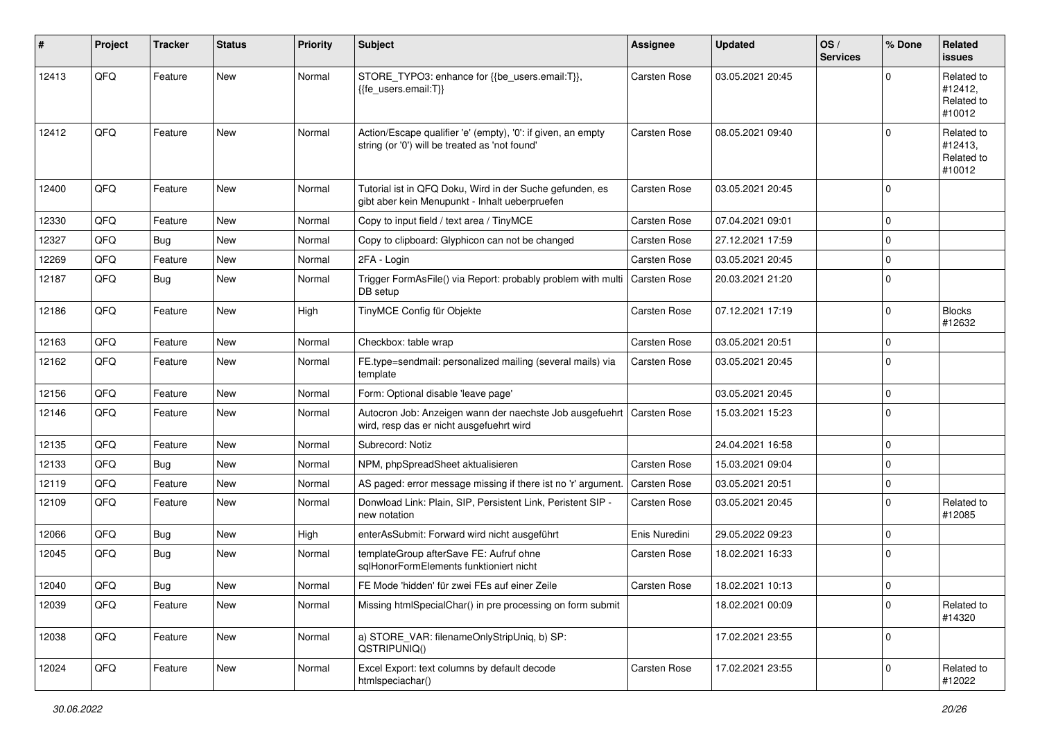| # | Project | Tracker | Status | Priority | Subject | Assignee | Updated | OS / Services | % Done | Related issues |
|---|---|---|---|---|---|---|---|---|---|---|
| 12413 | QFQ | Feature | New | Normal | STORE_TYPO3: enhance for {{be_users.email:T}}, {{fe_users.email:T}} | Carsten Rose | 03.05.2021 20:45 | | 0 | Related to #12412, Related to #10012 |
| 12412 | QFQ | Feature | New | Normal | Action/Escape qualifier 'e' (empty), '0': if given, an empty string (or '0') will be treated as 'not found' | Carsten Rose | 08.05.2021 09:40 | | 0 | Related to #12413, Related to #10012 |
| 12400 | QFQ | Feature | New | Normal | Tutorial ist in QFQ Doku, Wird in der Suche gefunden, es gibt aber kein Menupunkt - Inhalt ueberpruefen | Carsten Rose | 03.05.2021 20:45 | | 0 | |
| 12330 | QFQ | Feature | New | Normal | Copy to input field / text area / TinyMCE | Carsten Rose | 07.04.2021 09:01 | | 0 | |
| 12327 | QFQ | Bug | New | Normal | Copy to clipboard: Glyphicon can not be changed | Carsten Rose | 27.12.2021 17:59 | | 0 | |
| 12269 | QFQ | Feature | New | Normal | 2FA - Login | Carsten Rose | 03.05.2021 20:45 | | 0 | |
| 12187 | QFQ | Bug | New | Normal | Trigger FormAsFile() via Report: probably problem with multi DB setup | Carsten Rose | 20.03.2021 21:20 | | 0 | |
| 12186 | QFQ | Feature | New | High | TinyMCE Config für Objekte | Carsten Rose | 07.12.2021 17:19 | | 0 | Blocks #12632 |
| 12163 | QFQ | Feature | New | Normal | Checkbox: table wrap | Carsten Rose | 03.05.2021 20:51 | | 0 | |
| 12162 | QFQ | Feature | New | Normal | FE.type=sendmail: personalized mailing (several mails) via template | Carsten Rose | 03.05.2021 20:45 | | 0 | |
| 12156 | QFQ | Feature | New | Normal | Form: Optional disable 'leave page' | | 03.05.2021 20:45 | | 0 | |
| 12146 | QFQ | Feature | New | Normal | Autocron Job: Anzeigen wann der naechste Job ausgefuehrt wird, resp das er nicht ausgefuehrt wird | Carsten Rose | 15.03.2021 15:23 | | 0 | |
| 12135 | QFQ | Feature | New | Normal | Subrecord: Notiz | | 24.04.2021 16:58 | | 0 | |
| 12133 | QFQ | Bug | New | Normal | NPM, phpSpreadSheet aktualisieren | Carsten Rose | 15.03.2021 09:04 | | 0 | |
| 12119 | QFQ | Feature | New | Normal | AS paged: error message missing if there ist no 'r' argument. | Carsten Rose | 03.05.2021 20:51 | | 0 | |
| 12109 | QFQ | Feature | New | Normal | Donwload Link: Plain, SIP, Persistent Link, Peristent SIP - new notation | Carsten Rose | 03.05.2021 20:45 | | 0 | Related to #12085 |
| 12066 | QFQ | Bug | New | High | enterAsSubmit: Forward wird nicht ausgeführt | Enis Nuredini | 29.05.2022 09:23 | | 0 | |
| 12045 | QFQ | Bug | New | Normal | templateGroup afterSave FE: Aufruf ohne sqlHonorFormElements funktioniert nicht | Carsten Rose | 18.02.2021 16:33 | | 0 | |
| 12040 | QFQ | Bug | New | Normal | FE Mode 'hidden' für zwei FEs auf einer Zeile | Carsten Rose | 18.02.2021 10:13 | | 0 | |
| 12039 | QFQ | Feature | New | Normal | Missing htmlSpecialChar() in pre processing on form submit | | 18.02.2021 00:09 | | 0 | Related to #14320 |
| 12038 | QFQ | Feature | New | Normal | a) STORE_VAR: filenameOnlyStripUniq, b) SP: QSTRIPUNIQ() | | 17.02.2021 23:55 | | 0 | |
| 12024 | QFQ | Feature | New | Normal | Excel Export: text columns by default decode htmlspeciachar() | Carsten Rose | 17.02.2021 23:55 | | 0 | Related to #12022 |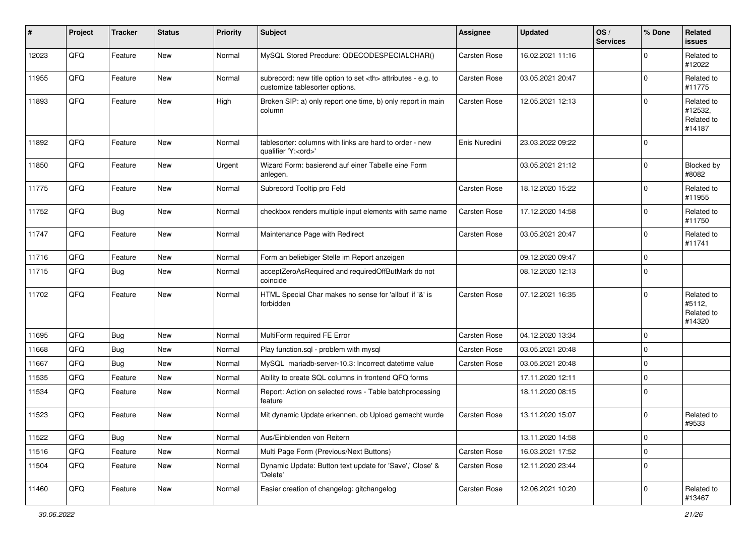| # | Project | Tracker | Status | Priority | Subject | Assignee | Updated | OS / Services | % Done | Related issues |
|---|---|---|---|---|---|---|---|---|---|---|
| 12023 | QFQ | Feature | New | Normal | MySQL Stored Precdure: QDECODESPECIALCHAR() | Carsten Rose | 16.02.2021 11:16 | | 0 | Related to #12022 |
| 11955 | QFQ | Feature | New | Normal | subrecord: new title option to set <th> attributes - e.g. to customize tablesorter options. | Carsten Rose | 03.05.2021 20:47 | | 0 | Related to #11775 |
| 11893 | QFQ | Feature | New | High | Broken SIP: a) only report one time, b) only report in main column | Carsten Rose | 12.05.2021 12:13 | | 0 | Related to #12532, Related to #14187 |
| 11892 | QFQ | Feature | New | Normal | tablesorter: columns with links are hard to order - new qualifier 'Y:<ord>' | Enis Nuredini | 23.03.2022 09:22 | | 0 | |
| 11850 | QFQ | Feature | New | Urgent | Wizard Form: basierend auf einer Tabelle eine Form anlegen. | | 03.05.2021 21:12 | | 0 | Blocked by #8082 |
| 11775 | QFQ | Feature | New | Normal | Subrecord Tooltip pro Feld | Carsten Rose | 18.12.2020 15:22 | | 0 | Related to #11955 |
| 11752 | QFQ | Bug | New | Normal | checkbox renders multiple input elements with same name | Carsten Rose | 17.12.2020 14:58 | | 0 | Related to #11750 |
| 11747 | QFQ | Feature | New | Normal | Maintenance Page with Redirect | Carsten Rose | 03.05.2021 20:47 | | 0 | Related to #11741 |
| 11716 | QFQ | Feature | New | Normal | Form an beliebiger Stelle im Report anzeigen | | 09.12.2020 09:47 | | 0 | |
| 11715 | QFQ | Bug | New | Normal | acceptZeroAsRequired and requiredOffButMark do not coincide | | 08.12.2020 12:13 | | 0 | |
| 11702 | QFQ | Feature | New | Normal | HTML Special Char makes no sense for 'allbut' if '&' is forbidden | Carsten Rose | 07.12.2021 16:35 | | 0 | Related to #5112, Related to #14320 |
| 11695 | QFQ | Bug | New | Normal | MultiForm required FE Error | Carsten Rose | 04.12.2020 13:34 | | 0 | |
| 11668 | QFQ | Bug | New | Normal | Play function.sql - problem with mysql | Carsten Rose | 03.05.2021 20:48 | | 0 | |
| 11667 | QFQ | Bug | New | Normal | MySQL mariadb-server-10.3: Incorrect datetime value | Carsten Rose | 03.05.2021 20:48 | | 0 | |
| 11535 | QFQ | Feature | New | Normal | Ability to create SQL columns in frontend QFQ forms | | 17.11.2020 12:11 | | 0 | |
| 11534 | QFQ | Feature | New | Normal | Report: Action on selected rows - Table batchprocessing feature | | 18.11.2020 08:15 | | 0 | |
| 11523 | QFQ | Feature | New | Normal | Mit dynamic Update erkennen, ob Upload gemacht wurde | Carsten Rose | 13.11.2020 15:07 | | 0 | Related to #9533 |
| 11522 | QFQ | Bug | New | Normal | Aus/Einblenden von Reitern | | 13.11.2020 14:58 | | 0 | |
| 11516 | QFQ | Feature | New | Normal | Multi Page Form (Previous/Next Buttons) | Carsten Rose | 16.03.2021 17:52 | | 0 | |
| 11504 | QFQ | Feature | New | Normal | Dynamic Update: Button text update for 'Save',' Close' & 'Delete' | Carsten Rose | 12.11.2020 23:44 | | 0 | |
| 11460 | QFQ | Feature | New | Normal | Easier creation of changelog: gitchangelog | Carsten Rose | 12.06.2021 10:20 | | 0 | Related to #13467 |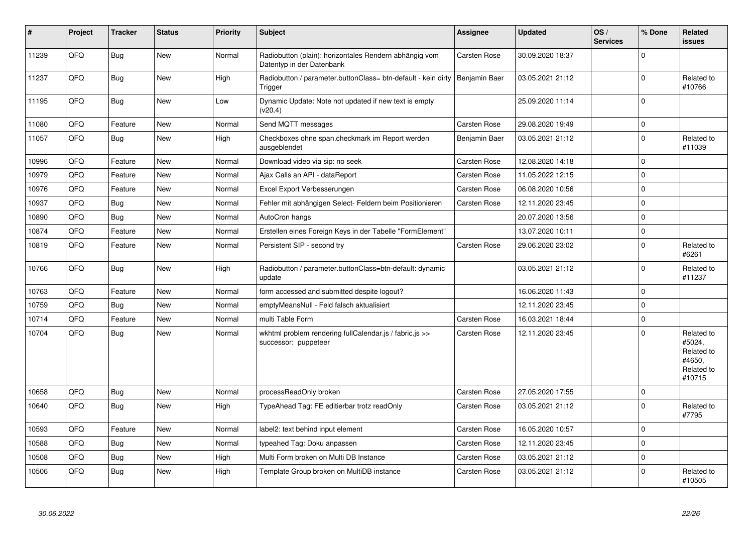| # | Project | Tracker | Status | Priority | Subject | Assignee | Updated | OS / Services | % Done | Related issues |
|---|---|---|---|---|---|---|---|---|---|---|
| 11239 | QFQ | Bug | New | Normal | Radiobutton (plain): horizontales Rendern abhängig vom Datentyp in der Datenbank | Carsten Rose | 30.09.2020 18:37 | | 0 | |
| 11237 | QFQ | Bug | New | High | Radiobutton / parameter.buttonClass= btn-default - kein dirty Trigger | Benjamin Baer | 03.05.2021 21:12 | | 0 | Related to #10766 |
| 11195 | QFQ | Bug | New | Low | Dynamic Update: Note not updated if new text is empty (v20.4) | | 25.09.2020 11:14 | | 0 | |
| 11080 | QFQ | Feature | New | Normal | Send MQTT messages | Carsten Rose | 29.08.2020 19:49 | | 0 | |
| 11057 | QFQ | Bug | New | High | Checkboxes ohne span.checkmark im Report werden ausgeblendet | Benjamin Baer | 03.05.2021 21:12 | | 0 | Related to #11039 |
| 10996 | QFQ | Feature | New | Normal | Download video via sip: no seek | Carsten Rose | 12.08.2020 14:18 | | 0 | |
| 10979 | QFQ | Feature | New | Normal | Ajax Calls an API - dataReport | Carsten Rose | 11.05.2022 12:15 | | 0 | |
| 10976 | QFQ | Feature | New | Normal | Excel Export Verbesserungen | Carsten Rose | 06.08.2020 10:56 | | 0 | |
| 10937 | QFQ | Bug | New | Normal | Fehler mit abhängigen Select- Feldern beim Positionieren | Carsten Rose | 12.11.2020 23:45 | | 0 | |
| 10890 | QFQ | Bug | New | Normal | AutoCron hangs | | 20.07.2020 13:56 | | 0 | |
| 10874 | QFQ | Feature | New | Normal | Erstellen eines Foreign Keys in der Tabelle "FormElement" | | 13.07.2020 10:11 | | 0 | |
| 10819 | QFQ | Feature | New | Normal | Persistent SIP - second try | Carsten Rose | 29.06.2020 23:02 | | 0 | Related to #6261 |
| 10766 | QFQ | Bug | New | High | Radiobutton / parameter.buttonClass=btn-default: dynamic update | | 03.05.2021 21:12 | | 0 | Related to #11237 |
| 10763 | QFQ | Feature | New | Normal | form accessed and submitted despite logout? | | 16.06.2020 11:43 | | 0 | |
| 10759 | QFQ | Bug | New | Normal | emptyMeansNull - Feld falsch aktualisiert | | 12.11.2020 23:45 | | 0 | |
| 10714 | QFQ | Feature | New | Normal | multi Table Form | Carsten Rose | 16.03.2021 18:44 | | 0 | |
| 10704 | QFQ | Bug | New | Normal | wkhtml problem rendering fullCalendar.js / fabric.js >> successor: puppeteer | Carsten Rose | 12.11.2020 23:45 | | 0 | Related to #5024, Related to #4650, Related to #10715 |
| 10658 | QFQ | Bug | New | Normal | processReadOnly broken | Carsten Rose | 27.05.2020 17:55 | | 0 | |
| 10640 | QFQ | Bug | New | High | TypeAhead Tag: FE editierbar trotz readOnly | Carsten Rose | 03.05.2021 21:12 | | 0 | Related to #7795 |
| 10593 | QFQ | Feature | New | Normal | label2: text behind input element | Carsten Rose | 16.05.2020 10:57 | | 0 | |
| 10588 | QFQ | Bug | New | Normal | typeahed Tag: Doku anpassen | Carsten Rose | 12.11.2020 23:45 | | 0 | |
| 10508 | QFQ | Bug | New | High | Multi Form broken on Multi DB Instance | Carsten Rose | 03.05.2021 21:12 | | 0 | |
| 10506 | QFQ | Bug | New | High | Template Group broken on MultiDB instance | Carsten Rose | 03.05.2021 21:12 | | 0 | Related to #10505 |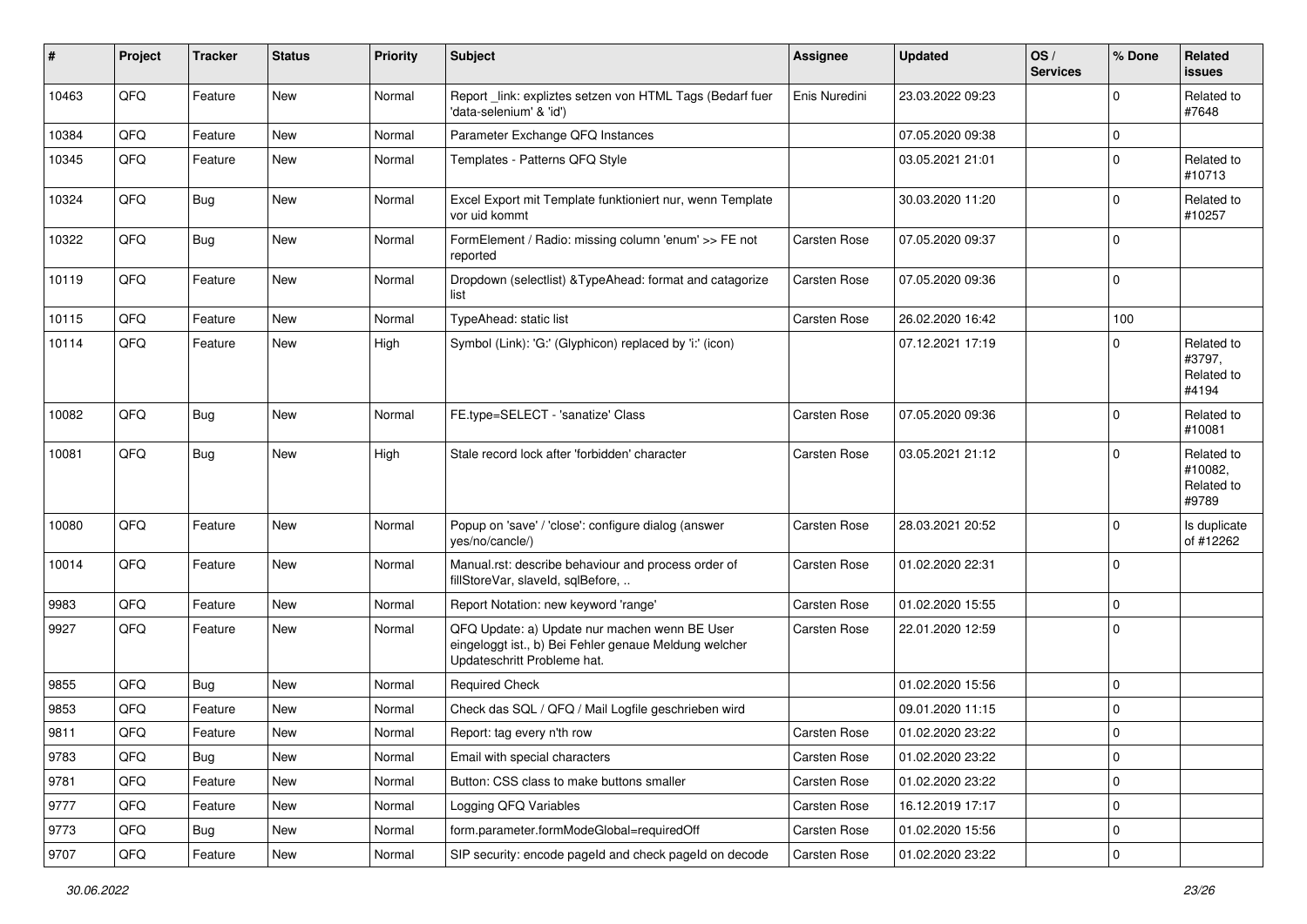| # | Project | Tracker | Status | Priority | Subject | Assignee | Updated | OS / Services | % Done | Related issues |
| --- | --- | --- | --- | --- | --- | --- | --- | --- | --- | --- |
| 10463 | QFQ | Feature | New | Normal | Report _link: expliztes setzen von HTML Tags (Bedarf fuer 'data-selenium' & 'id') | Enis Nuredini | 23.03.2022 09:23 | | 0 | Related to #7648 |
| 10384 | QFQ | Feature | New | Normal | Parameter Exchange QFQ Instances | | 07.05.2020 09:38 | | 0 | |
| 10345 | QFQ | Feature | New | Normal | Templates - Patterns QFQ Style | | 03.05.2021 21:01 | | 0 | Related to #10713 |
| 10324 | QFQ | Bug | New | Normal | Excel Export mit Template funktioniert nur, wenn Template vor uid kommt | | 30.03.2020 11:20 | | 0 | Related to #10257 |
| 10322 | QFQ | Bug | New | Normal | FormElement / Radio: missing column 'enum' >> FE not reported | Carsten Rose | 07.05.2020 09:37 | | 0 | |
| 10119 | QFQ | Feature | New | Normal | Dropdown (selectlist) &TypeAhead: format and catagorize list | Carsten Rose | 07.05.2020 09:36 | | 0 | |
| 10115 | QFQ | Feature | New | Normal | TypeAhead: static list | Carsten Rose | 26.02.2020 16:42 | | 100 | |
| 10114 | QFQ | Feature | New | High | Symbol (Link): 'G:' (Glyphicon) replaced by 'i:' (icon) | | 07.12.2021 17:19 | | 0 | Related to #3797, Related to #4194 |
| 10082 | QFQ | Bug | New | Normal | FE.type=SELECT - 'sanatize' Class | Carsten Rose | 07.05.2020 09:36 | | 0 | Related to #10081 |
| 10081 | QFQ | Bug | New | High | Stale record lock after 'forbidden' character | Carsten Rose | 03.05.2021 21:12 | | 0 | Related to #10082, Related to #9789 |
| 10080 | QFQ | Feature | New | Normal | Popup on 'save' / 'close': configure dialog (answer yes/no/cancle/) | Carsten Rose | 28.03.2021 20:52 | | 0 | Is duplicate of #12262 |
| 10014 | QFQ | Feature | New | Normal | Manual.rst: describe behaviour and process order of fillStoreVar, slaveId, sqlBefore, .. | Carsten Rose | 01.02.2020 22:31 | | 0 | |
| 9983 | QFQ | Feature | New | Normal | Report Notation: new keyword 'range' | Carsten Rose | 01.02.2020 15:55 | | 0 | |
| 9927 | QFQ | Feature | New | Normal | QFQ Update: a) Update nur machen wenn BE User eingeloggt ist., b) Bei Fehler genaue Meldung welcher Updateschritt Probleme hat. | Carsten Rose | 22.01.2020 12:59 | | 0 | |
| 9855 | QFQ | Bug | New | Normal | Required Check | | 01.02.2020 15:56 | | 0 | |
| 9853 | QFQ | Feature | New | Normal | Check das SQL / QFQ / Mail Logfile geschrieben wird | | 09.01.2020 11:15 | | 0 | |
| 9811 | QFQ | Feature | New | Normal | Report: tag every n'th row | Carsten Rose | 01.02.2020 23:22 | | 0 | |
| 9783 | QFQ | Bug | New | Normal | Email with special characters | Carsten Rose | 01.02.2020 23:22 | | 0 | |
| 9781 | QFQ | Feature | New | Normal | Button: CSS class to make buttons smaller | Carsten Rose | 01.02.2020 23:22 | | 0 | |
| 9777 | QFQ | Feature | New | Normal | Logging QFQ Variables | Carsten Rose | 16.12.2019 17:17 | | 0 | |
| 9773 | QFQ | Bug | New | Normal | form.parameter.formModeGlobal=requiredOff | Carsten Rose | 01.02.2020 15:56 | | 0 | |
| 9707 | QFQ | Feature | New | Normal | SIP security: encode pageId and check pageId on decode | Carsten Rose | 01.02.2020 23:22 | | 0 | |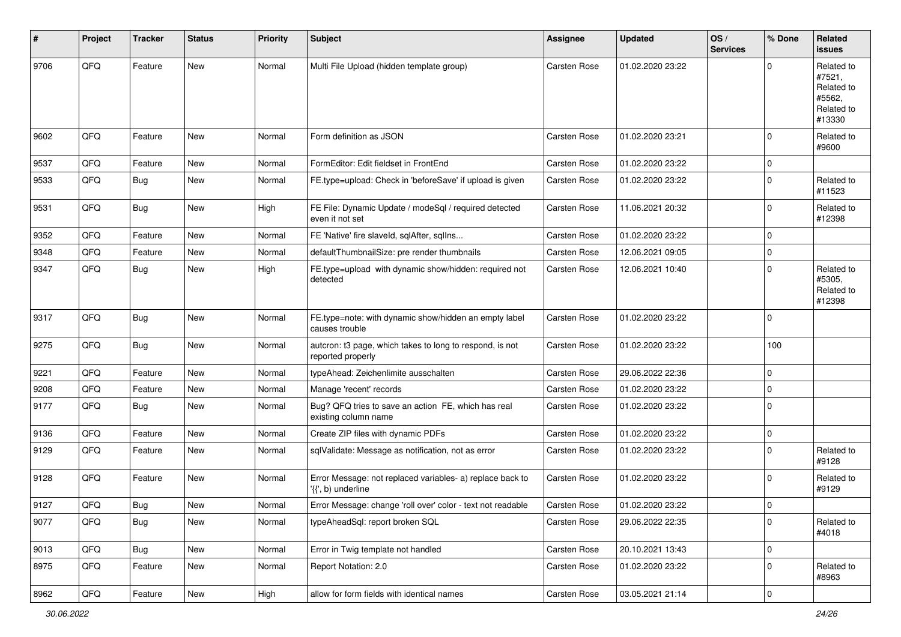| # | Project | Tracker | Status | Priority | Subject | Assignee | Updated | OS / Services | % Done | Related issues |
|---|---|---|---|---|---|---|---|---|---|---|
| 9706 | QFQ | Feature | New | Normal | Multi File Upload (hidden template group) | Carsten Rose | 01.02.2020 23:22 | | 0 | Related to #7521, Related to #5562, Related to #13330 |
| 9602 | QFQ | Feature | New | Normal | Form definition as JSON | Carsten Rose | 01.02.2020 23:21 | | 0 | Related to #9600 |
| 9537 | QFQ | Feature | New | Normal | FormEditor: Edit fieldset in FrontEnd | Carsten Rose | 01.02.2020 23:22 | | 0 | |
| 9533 | QFQ | Bug | New | Normal | FE.type=upload: Check in 'beforeSave' if upload is given | Carsten Rose | 01.02.2020 23:22 | | 0 | Related to #11523 |
| 9531 | QFQ | Bug | New | High | FE File: Dynamic Update / modeSql / required detected even it not set | Carsten Rose | 11.06.2021 20:32 | | 0 | Related to #12398 |
| 9352 | QFQ | Feature | New | Normal | FE 'Native' fire slaveId, sqlAfter, sqlIns... | Carsten Rose | 01.02.2020 23:22 | | 0 | |
| 9348 | QFQ | Feature | New | Normal | defaultThumbnailSize: pre render thumbnails | Carsten Rose | 12.06.2021 09:05 | | 0 | |
| 9347 | QFQ | Bug | New | High | FE.type=upload with dynamic show/hidden: required not detected | Carsten Rose | 12.06.2021 10:40 | | 0 | Related to #5305, Related to #12398 |
| 9317 | QFQ | Bug | New | Normal | FE.type=note: with dynamic show/hidden an empty label causes trouble | Carsten Rose | 01.02.2020 23:22 | | 0 | |
| 9275 | QFQ | Bug | New | Normal | autcron: t3 page, which takes to long to respond, is not reported properly | Carsten Rose | 01.02.2020 23:22 | | 100 | |
| 9221 | QFQ | Feature | New | Normal | typeAhead: Zeichenlimite ausschalten | Carsten Rose | 29.06.2022 22:36 | | 0 | |
| 9208 | QFQ | Feature | New | Normal | Manage 'recent' records | Carsten Rose | 01.02.2020 23:22 | | 0 | |
| 9177 | QFQ | Bug | New | Normal | Bug? QFQ tries to save an action FE, which has real existing column name | Carsten Rose | 01.02.2020 23:22 | | 0 | |
| 9136 | QFQ | Feature | New | Normal | Create ZIP files with dynamic PDFs | Carsten Rose | 01.02.2020 23:22 | | 0 | |
| 9129 | QFQ | Feature | New | Normal | sqlValidate: Message as notification, not as error | Carsten Rose | 01.02.2020 23:22 | | 0 | Related to #9128 |
| 9128 | QFQ | Feature | New | Normal | Error Message: not replaced variables- a) replace back to '{{', b) underline | Carsten Rose | 01.02.2020 23:22 | | 0 | Related to #9129 |
| 9127 | QFQ | Bug | New | Normal | Error Message: change 'roll over' color - text not readable | Carsten Rose | 01.02.2020 23:22 | | 0 | |
| 9077 | QFQ | Bug | New | Normal | typeAheadSql: report broken SQL | Carsten Rose | 29.06.2022 22:35 | | 0 | Related to #4018 |
| 9013 | QFQ | Bug | New | Normal | Error in Twig template not handled | Carsten Rose | 20.10.2021 13:43 | | 0 | |
| 8975 | QFQ | Feature | New | Normal | Report Notation: 2.0 | Carsten Rose | 01.02.2020 23:22 | | 0 | Related to #8963 |
| 8962 | QFQ | Feature | New | High | allow for form fields with identical names | Carsten Rose | 03.05.2021 21:14 | | 0 | |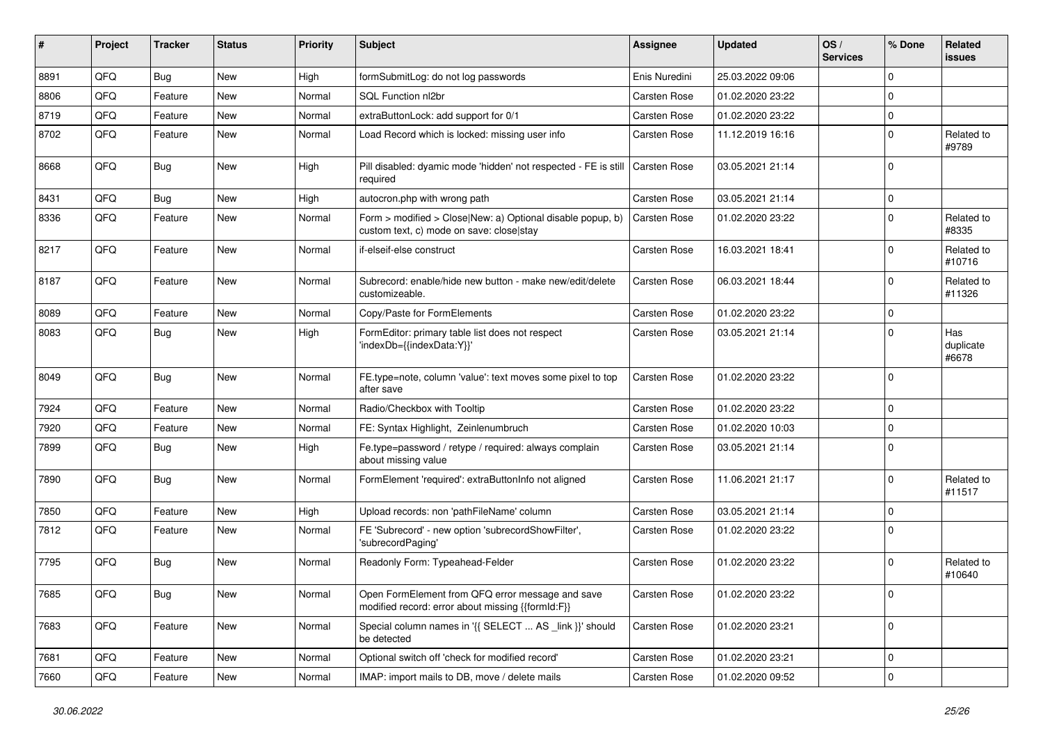| # | Project | Tracker | Status | Priority | Subject | Assignee | Updated | OS / Services | % Done | Related issues |
|---|---|---|---|---|---|---|---|---|---|---|
| 8891 | QFQ | Bug | New | High | formSubmitLog: do not log passwords | Enis Nuredini | 25.03.2022 09:06 | | 0 | |
| 8806 | QFQ | Feature | New | Normal | SQL Function nl2br | Carsten Rose | 01.02.2020 23:22 | | 0 | |
| 8719 | QFQ | Feature | New | Normal | extraButtonLock: add support for 0/1 | Carsten Rose | 01.02.2020 23:22 | | 0 | |
| 8702 | QFQ | Feature | New | Normal | Load Record which is locked: missing user info | Carsten Rose | 11.12.2019 16:16 | | 0 | Related to #9789 |
| 8668 | QFQ | Bug | New | High | Pill disabled: dyamic mode 'hidden' not respected - FE is still required | Carsten Rose | 03.05.2021 21:14 | | 0 | |
| 8431 | QFQ | Bug | New | High | autocron.php with wrong path | Carsten Rose | 03.05.2021 21:14 | | 0 | |
| 8336 | QFQ | Feature | New | Normal | Form > modified > Close\|New: a) Optional disable popup, b) custom text, c) mode on save: close\|stay | Carsten Rose | 01.02.2020 23:22 | | 0 | Related to #8335 |
| 8217 | QFQ | Feature | New | Normal | if-elseif-else construct | Carsten Rose | 16.03.2021 18:41 | | 0 | Related to #10716 |
| 8187 | QFQ | Feature | New | Normal | Subrecord: enable/hide new button - make new/edit/delete customizeable. | Carsten Rose | 06.03.2021 18:44 | | 0 | Related to #11326 |
| 8089 | QFQ | Feature | New | Normal | Copy/Paste for FormElements | Carsten Rose | 01.02.2020 23:22 | | 0 | |
| 8083 | QFQ | Bug | New | High | FormEditor: primary table list does not respect 'indexDb={{indexData:Y}}' | Carsten Rose | 03.05.2021 21:14 | | 0 | Has duplicate #6678 |
| 8049 | QFQ | Bug | New | Normal | FE.type=note, column 'value': text moves some pixel to top after save | Carsten Rose | 01.02.2020 23:22 | | 0 | |
| 7924 | QFQ | Feature | New | Normal | Radio/Checkbox with Tooltip | Carsten Rose | 01.02.2020 23:22 | | 0 | |
| 7920 | QFQ | Feature | New | Normal | FE: Syntax Highlight, Zeinlenumbruch | Carsten Rose | 01.02.2020 10:03 | | 0 | |
| 7899 | QFQ | Bug | New | High | Fe.type=password / retype / required: always complain about missing value | Carsten Rose | 03.05.2021 21:14 | | 0 | |
| 7890 | QFQ | Bug | New | Normal | FormElement 'required': extraButtonInfo not aligned | Carsten Rose | 11.06.2021 21:17 | | 0 | Related to #11517 |
| 7850 | QFQ | Feature | New | High | Upload records: non 'pathFileName' column | Carsten Rose | 03.05.2021 21:14 | | 0 | |
| 7812 | QFQ | Feature | New | Normal | FE 'Subrecord' - new option 'subrecordShowFilter', 'subrecordPaging' | Carsten Rose | 01.02.2020 23:22 | | 0 | |
| 7795 | QFQ | Bug | New | Normal | Readonly Form: Typeahead-Felder | Carsten Rose | 01.02.2020 23:22 | | 0 | Related to #10640 |
| 7685 | QFQ | Bug | New | Normal | Open FormElement from QFQ error message and save modified record: error about missing {{formId:F}} | Carsten Rose | 01.02.2020 23:22 | | 0 | |
| 7683 | QFQ | Feature | New | Normal | Special column names in '{{ SELECT ... AS _link }}' should be detected | Carsten Rose | 01.02.2020 23:21 | | 0 | |
| 7681 | QFQ | Feature | New | Normal | Optional switch off 'check for modified record' | Carsten Rose | 01.02.2020 23:21 | | 0 | |
| 7660 | QFQ | Feature | New | Normal | IMAP: import mails to DB, move / delete mails | Carsten Rose | 01.02.2020 09:52 | | 0 | |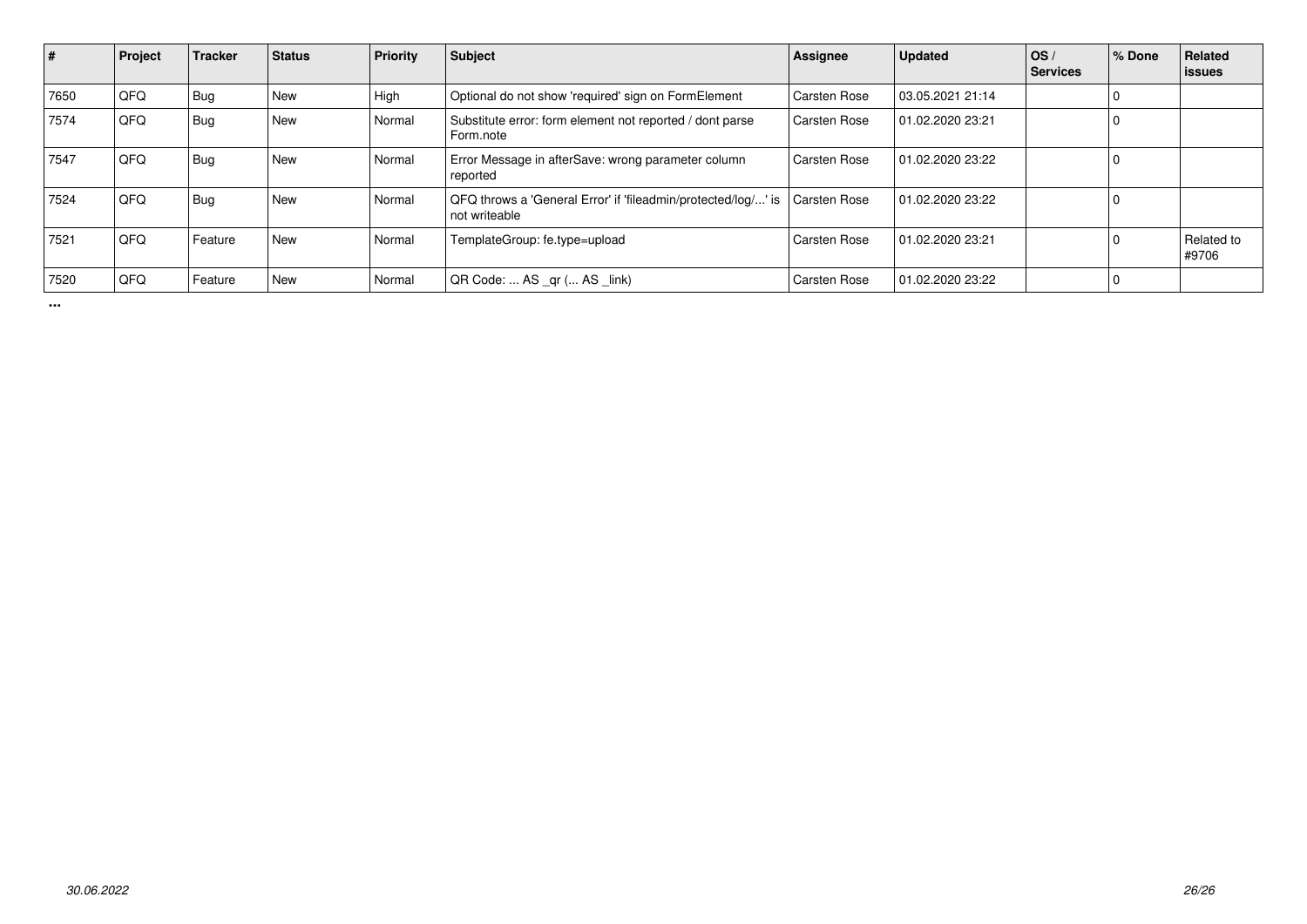| # | Project | Tracker | Status | Priority | Subject | Assignee | Updated | OS / Services | % Done | Related issues |
|---|---|---|---|---|---|---|---|---|---|---|
| 7650 | QFQ | Bug | New | High | Optional do not show 'required' sign on FormElement | Carsten Rose | 03.05.2021 21:14 | | 0 | |
| 7574 | QFQ | Bug | New | Normal | Substitute error: form element not reported / dont parse Form.note | Carsten Rose | 01.02.2020 23:21 | | 0 | |
| 7547 | QFQ | Bug | New | Normal | Error Message in afterSave: wrong parameter column reported | Carsten Rose | 01.02.2020 23:22 | | 0 | |
| 7524 | QFQ | Bug | New | Normal | QFQ throws a 'General Error' if 'fileadmin/protected/log/...' is not writeable | Carsten Rose | 01.02.2020 23:22 | | 0 | |
| 7521 | QFQ | Feature | New | Normal | TemplateGroup: fe.type=upload | Carsten Rose | 01.02.2020 23:21 | | 0 | Related to #9706 |
| 7520 | QFQ | Feature | New | Normal | QR Code: ... AS _qr (... AS _link) | Carsten Rose | 01.02.2020 23:22 | | 0 | |

...